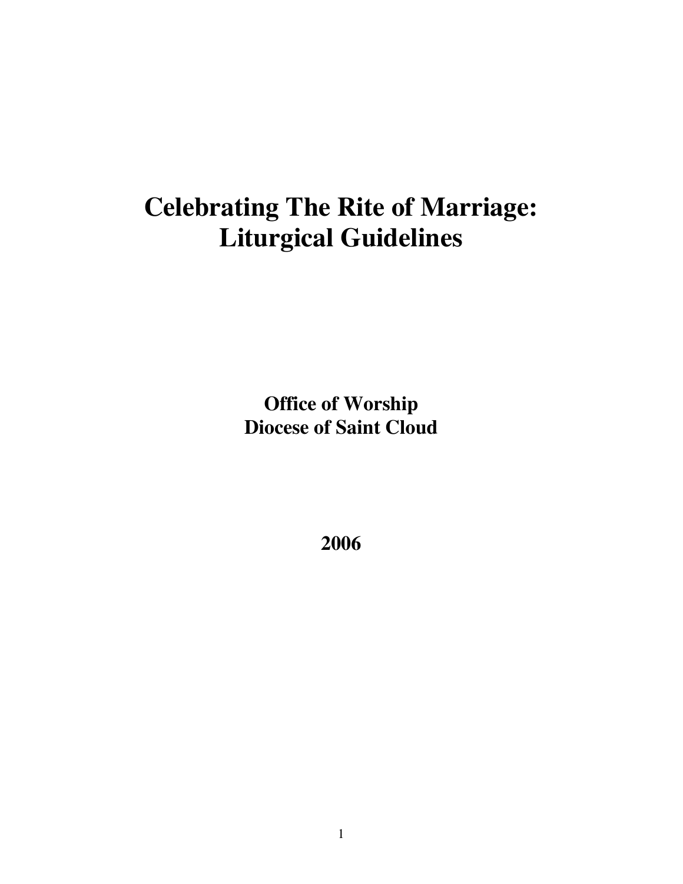# Celebrating The Rite of Marriage: Liturgical Guidelines

**Office of Worship**
**Diocese of Saint Cloud**

**2006**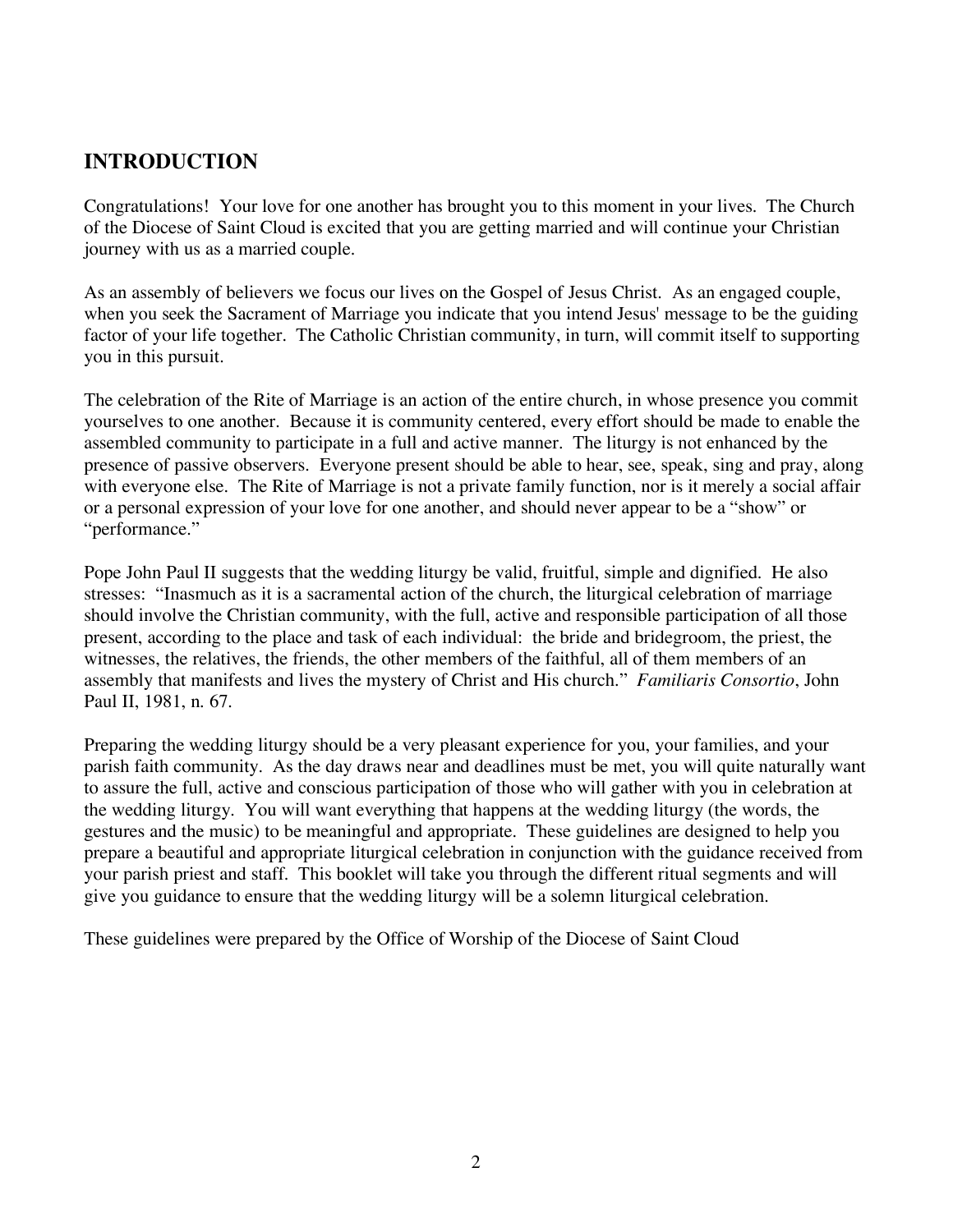## INTRODUCTION

Congratulations! Your love for one another has brought you to this moment in your lives. The Church of the Diocese of Saint Cloud is excited that you are getting married and will continue your Christian journey with us as a married couple.

As an assembly of believers we focus our lives on the Gospel of Jesus Christ. As an engaged couple, when you seek the Sacrament of Marriage you indicate that you intend Jesus' message to be the guiding factor of your life together. The Catholic Christian community, in turn, will commit itself to supporting you in this pursuit.

The celebration of the Rite of Marriage is an action of the entire church, in whose presence you commit yourselves to one another. Because it is community centered, every effort should be made to enable the assembled community to participate in a full and active manner. The liturgy is not enhanced by the presence of passive observers. Everyone present should be able to hear, see, speak, sing and pray, along with everyone else. The Rite of Marriage is not a private family function, nor is it merely a social affair or a personal expression of your love for one another, and should never appear to be a "show" or "performance."

Pope John Paul II suggests that the wedding liturgy be valid, fruitful, simple and dignified. He also stresses: "Inasmuch as it is a sacramental action of the church, the liturgical celebration of marriage should involve the Christian community, with the full, active and responsible participation of all those present, according to the place and task of each individual: the bride and bridegroom, the priest, the witnesses, the relatives, the friends, the other members of the faithful, all of them members of an assembly that manifests and lives the mystery of Christ and His church." *Familiaris Consortio*, John Paul II, 1981, n. 67.

Preparing the wedding liturgy should be a very pleasant experience for you, your families, and your parish faith community. As the day draws near and deadlines must be met, you will quite naturally want to assure the full, active and conscious participation of those who will gather with you in celebration at the wedding liturgy. You will want everything that happens at the wedding liturgy (the words, the gestures and the music) to be meaningful and appropriate. These guidelines are designed to help you prepare a beautiful and appropriate liturgical celebration in conjunction with the guidance received from your parish priest and staff. This booklet will take you through the different ritual segments and will give you guidance to ensure that the wedding liturgy will be a solemn liturgical celebration.

These guidelines were prepared by the Office of Worship of the Diocese of Saint Cloud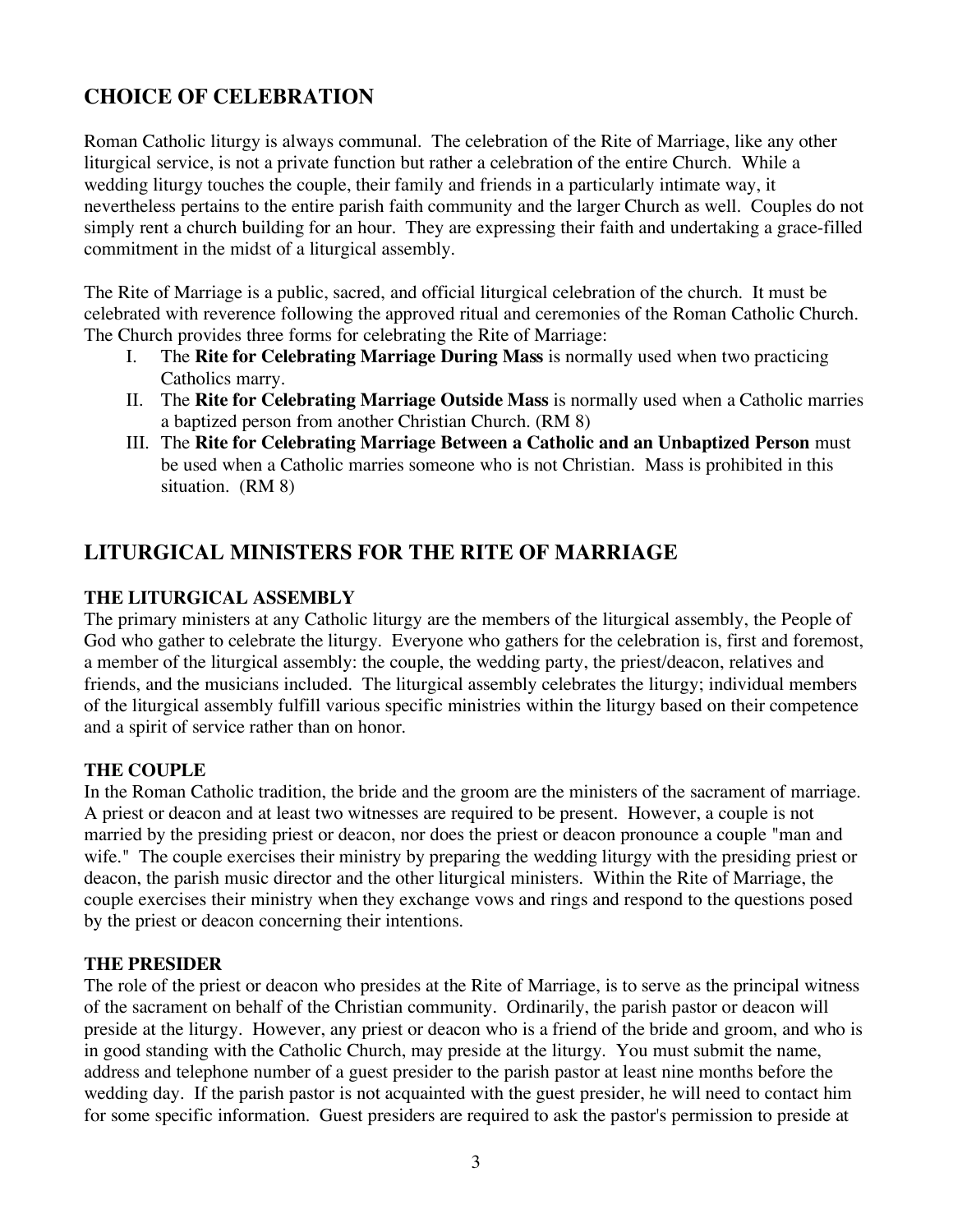## CHOICE OF CELEBRATION

Roman Catholic liturgy is always communal. The celebration of the Rite of Marriage, like any other liturgical service, is not a private function but rather a celebration of the entire Church. While a wedding liturgy touches the couple, their family and friends in a particularly intimate way, it nevertheless pertains to the entire parish faith community and the larger Church as well. Couples do not simply rent a church building for an hour. They are expressing their faith and undertaking a grace-filled commitment in the midst of a liturgical assembly.

The Rite of Marriage is a public, sacred, and official liturgical celebration of the church. It must be celebrated with reverence following the approved ritual and ceremonies of the Roman Catholic Church. The Church provides three forms for celebrating the Rite of Marriage:

I. The **Rite for Celebrating Marriage During Mass** is normally used when two practicing Catholics marry.
II. The **Rite for Celebrating Marriage Outside Mass** is normally used when a Catholic marries a baptized person from another Christian Church. (RM 8)
III. The **Rite for Celebrating Marriage Between a Catholic and an Unbaptized Person** must be used when a Catholic marries someone who is not Christian. Mass is prohibited in this situation. (RM 8)

## LITURGICAL MINISTERS FOR THE RITE OF MARRIAGE

### THE LITURGICAL ASSEMBLY

The primary ministers at any Catholic liturgy are the members of the liturgical assembly, the People of God who gather to celebrate the liturgy. Everyone who gathers for the celebration is, first and foremost, a member of the liturgical assembly: the couple, the wedding party, the priest/deacon, relatives and friends, and the musicians included. The liturgical assembly celebrates the liturgy; individual members of the liturgical assembly fulfill various specific ministries within the liturgy based on their competence and a spirit of service rather than on honor.

### THE COUPLE

In the Roman Catholic tradition, the bride and the groom are the ministers of the sacrament of marriage. A priest or deacon and at least two witnesses are required to be present. However, a couple is not married by the presiding priest or deacon, nor does the priest or deacon pronounce a couple "man and wife." The couple exercises their ministry by preparing the wedding liturgy with the presiding priest or deacon, the parish music director and the other liturgical ministers. Within the Rite of Marriage, the couple exercises their ministry when they exchange vows and rings and respond to the questions posed by the priest or deacon concerning their intentions.

### THE PRESIDER

The role of the priest or deacon who presides at the Rite of Marriage, is to serve as the principal witness of the sacrament on behalf of the Christian community. Ordinarily, the parish pastor or deacon will preside at the liturgy. However, any priest or deacon who is a friend of the bride and groom, and who is in good standing with the Catholic Church, may preside at the liturgy. You must submit the name, address and telephone number of a guest presider to the parish pastor at least nine months before the wedding day. If the parish pastor is not acquainted with the guest presider, he will need to contact him for some specific information. Guest presiders are required to ask the pastor's permission to preside at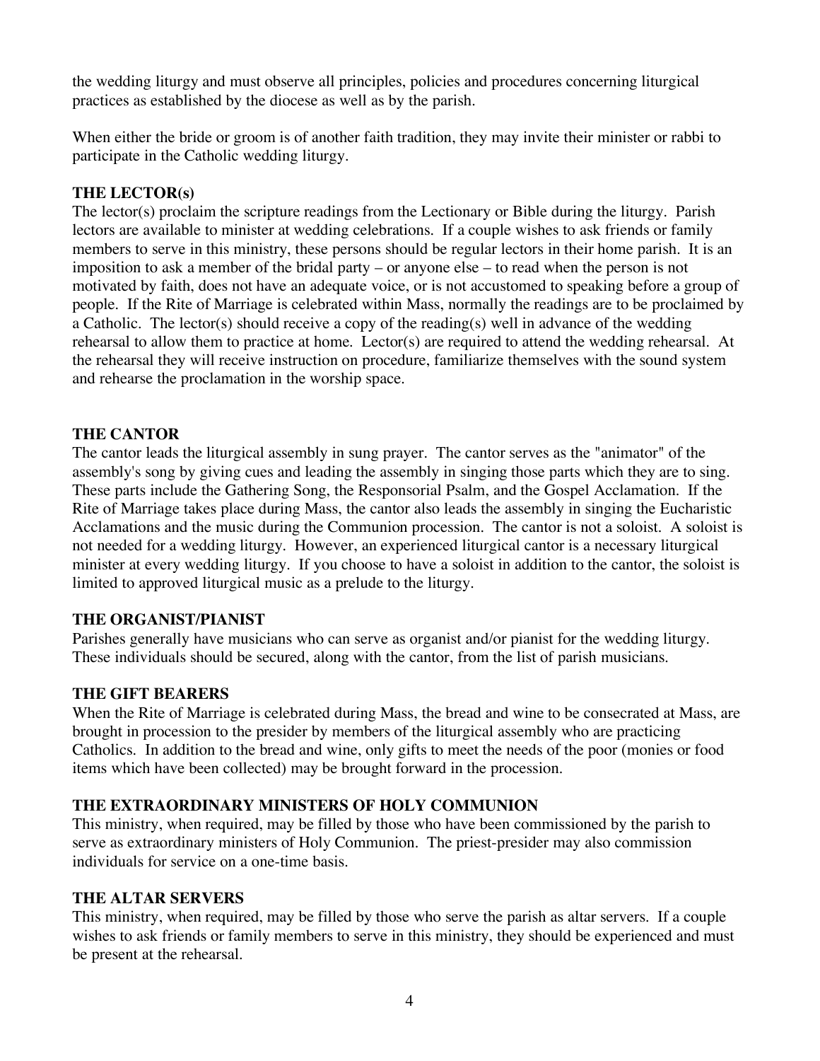the wedding liturgy and must observe all principles, policies and procedures concerning liturgical practices as established by the diocese as well as by the parish.

When either the bride or groom is of another faith tradition, they may invite their minister or rabbi to participate in the Catholic wedding liturgy.

**THE LECTOR(s)**

The lector(s) proclaim the scripture readings from the Lectionary or Bible during the liturgy. Parish lectors are available to minister at wedding celebrations. If a couple wishes to ask friends or family members to serve in this ministry, these persons should be regular lectors in their home parish. It is an imposition to ask a member of the bridal party – or anyone else – to read when the person is not motivated by faith, does not have an adequate voice, or is not accustomed to speaking before a group of people. If the Rite of Marriage is celebrated within Mass, normally the readings are to be proclaimed by a Catholic. The lector(s) should receive a copy of the reading(s) well in advance of the wedding rehearsal to allow them to practice at home. Lector(s) are required to attend the wedding rehearsal. At the rehearsal they will receive instruction on procedure, familiarize themselves with the sound system and rehearse the proclamation in the worship space.

**THE CANTOR**

The cantor leads the liturgical assembly in sung prayer. The cantor serves as the "animator" of the assembly's song by giving cues and leading the assembly in singing those parts which they are to sing. These parts include the Gathering Song, the Responsorial Psalm, and the Gospel Acclamation. If the Rite of Marriage takes place during Mass, the cantor also leads the assembly in singing the Eucharistic Acclamations and the music during the Communion procession. The cantor is not a soloist. A soloist is not needed for a wedding liturgy. However, an experienced liturgical cantor is a necessary liturgical minister at every wedding liturgy. If you choose to have a soloist in addition to the cantor, the soloist is limited to approved liturgical music as a prelude to the liturgy.

**THE ORGANIST/PIANIST**

Parishes generally have musicians who can serve as organist and/or pianist for the wedding liturgy. These individuals should be secured, along with the cantor, from the list of parish musicians.

**THE GIFT BEARERS**

When the Rite of Marriage is celebrated during Mass, the bread and wine to be consecrated at Mass, are brought in procession to the presider by members of the liturgical assembly who are practicing Catholics. In addition to the bread and wine, only gifts to meet the needs of the poor (monies or food items which have been collected) may be brought forward in the procession.

**THE EXTRAORDINARY MINISTERS OF HOLY COMMUNION**

This ministry, when required, may be filled by those who have been commissioned by the parish to serve as extraordinary ministers of Holy Communion. The priest-presider may also commission individuals for service on a one-time basis.

**THE ALTAR SERVERS**

This ministry, when required, may be filled by those who serve the parish as altar servers. If a couple wishes to ask friends or family members to serve in this ministry, they should be experienced and must be present at the rehearsal.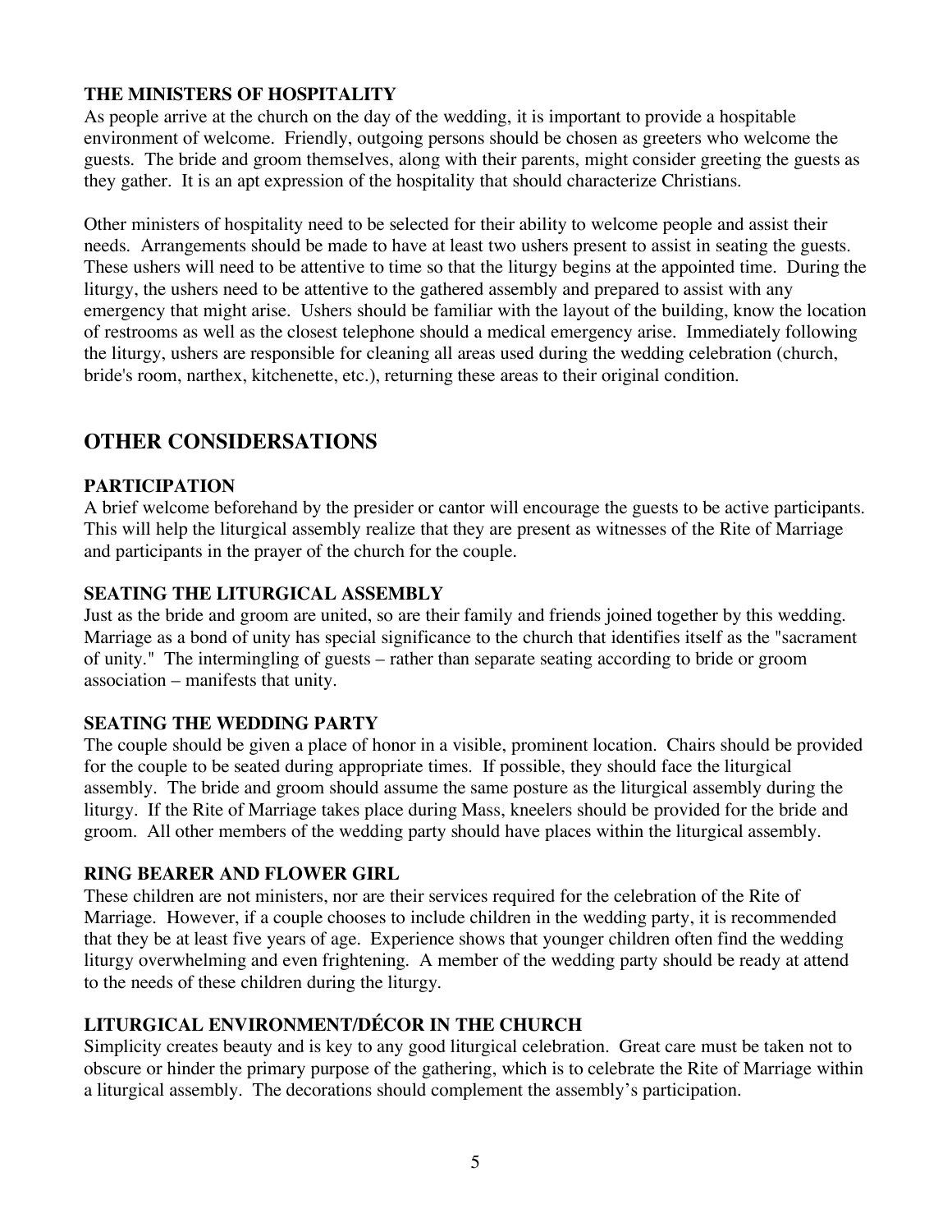### THE MINISTERS OF HOSPITALITY

As people arrive at the church on the day of the wedding, it is important to provide a hospitable environment of welcome. Friendly, outgoing persons should be chosen as greeters who welcome the guests. The bride and groom themselves, along with their parents, might consider greeting the guests as they gather. It is an apt expression of the hospitality that should characterize Christians.

Other ministers of hospitality need to be selected for their ability to welcome people and assist their needs. Arrangements should be made to have at least two ushers present to assist in seating the guests. These ushers will need to be attentive to time so that the liturgy begins at the appointed time. During the liturgy, the ushers need to be attentive to the gathered assembly and prepared to assist with any emergency that might arise. Ushers should be familiar with the layout of the building, know the location of restrooms as well as the closest telephone should a medical emergency arise. Immediately following the liturgy, ushers are responsible for cleaning all areas used during the wedding celebration (church, bride's room, narthex, kitchenette, etc.), returning these areas to their original condition.

## OTHER CONSIDERSATIONS

### PARTICIPATION

A brief welcome beforehand by the presider or cantor will encourage the guests to be active participants. This will help the liturgical assembly realize that they are present as witnesses of the Rite of Marriage and participants in the prayer of the church for the couple.

### SEATING THE LITURGICAL ASSEMBLY

Just as the bride and groom are united, so are their family and friends joined together by this wedding. Marriage as a bond of unity has special significance to the church that identifies itself as the "sacrament of unity." The intermingling of guests – rather than separate seating according to bride or groom association – manifests that unity.

### SEATING THE WEDDING PARTY

The couple should be given a place of honor in a visible, prominent location. Chairs should be provided for the couple to be seated during appropriate times. If possible, they should face the liturgical assembly. The bride and groom should assume the same posture as the liturgical assembly during the liturgy. If the Rite of Marriage takes place during Mass, kneelers should be provided for the bride and groom. All other members of the wedding party should have places within the liturgical assembly.

### RING BEARER AND FLOWER GIRL

These children are not ministers, nor are their services required for the celebration of the Rite of Marriage. However, if a couple chooses to include children in the wedding party, it is recommended that they be at least five years of age. Experience shows that younger children often find the wedding liturgy overwhelming and even frightening. A member of the wedding party should be ready at attend to the needs of these children during the liturgy.

### LITURGICAL ENVIRONMENT/DÉCOR IN THE CHURCH

Simplicity creates beauty and is key to any good liturgical celebration. Great care must be taken not to obscure or hinder the primary purpose of the gathering, which is to celebrate the Rite of Marriage within a liturgical assembly. The decorations should complement the assembly's participation.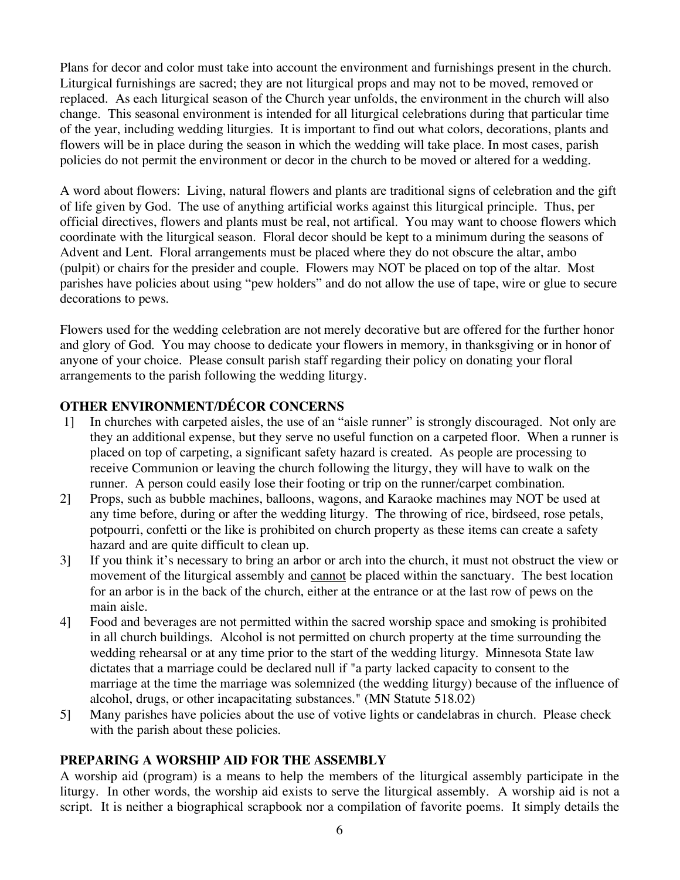Plans for decor and color must take into account the environment and furnishings present in the church. Liturgical furnishings are sacred; they are not liturgical props and may not to be moved, removed or replaced. As each liturgical season of the Church year unfolds, the environment in the church will also change. This seasonal environment is intended for all liturgical celebrations during that particular time of the year, including wedding liturgies. It is important to find out what colors, decorations, plants and flowers will be in place during the season in which the wedding will take place. In most cases, parish policies do not permit the environment or decor in the church to be moved or altered for a wedding.

A word about flowers: Living, natural flowers and plants are traditional signs of celebration and the gift of life given by God. The use of anything artificial works against this liturgical principle. Thus, per official directives, flowers and plants must be real, not artifical. You may want to choose flowers which coordinate with the liturgical season. Floral decor should be kept to a minimum during the seasons of Advent and Lent. Floral arrangements must be placed where they do not obscure the altar, ambo (pulpit) or chairs for the presider and couple. Flowers may NOT be placed on top of the altar. Most parishes have policies about using "pew holders" and do not allow the use of tape, wire or glue to secure decorations to pews.

Flowers used for the wedding celebration are not merely decorative but are offered for the further honor and glory of God. You may choose to dedicate your flowers in memory, in thanksgiving or in honor of anyone of your choice. Please consult parish staff regarding their policy on donating your floral arrangements to the parish following the wedding liturgy.

## OTHER ENVIRONMENT/DÉCOR CONCERNS

1] In churches with carpeted aisles, the use of an "aisle runner" is strongly discouraged. Not only are they an additional expense, but they serve no useful function on a carpeted floor. When a runner is placed on top of carpeting, a significant safety hazard is created. As people are processing to receive Communion or leaving the church following the liturgy, they will have to walk on the runner. A person could easily lose their footing or trip on the runner/carpet combination.

2] Props, such as bubble machines, balloons, wagons, and Karaoke machines may NOT be used at any time before, during or after the wedding liturgy. The throwing of rice, birdseed, rose petals, potpourri, confetti or the like is prohibited on church property as these items can create a safety hazard and are quite difficult to clean up.

3] If you think it's necessary to bring an arbor or arch into the church, it must not obstruct the view or movement of the liturgical assembly and <u>cannot</u> be placed within the sanctuary. The best location for an arbor is in the back of the church, either at the entrance or at the last row of pews on the main aisle.

4] Food and beverages are not permitted within the sacred worship space and smoking is prohibited in all church buildings. Alcohol is not permitted on church property at the time surrounding the wedding rehearsal or at any time prior to the start of the wedding liturgy. Minnesota State law dictates that a marriage could be declared null if "a party lacked capacity to consent to the marriage at the time the marriage was solemnized (the wedding liturgy) because of the influence of alcohol, drugs, or other incapacitating substances." (MN Statute 518.02)

5] Many parishes have policies about the use of votive lights or candelabras in church. Please check with the parish about these policies.

## PREPARING A WORSHIP AID FOR THE ASSEMBLY

A worship aid (program) is a means to help the members of the liturgical assembly participate in the liturgy. In other words, the worship aid exists to serve the liturgical assembly. A worship aid is not a script. It is neither a biographical scrapbook nor a compilation of favorite poems. It simply details the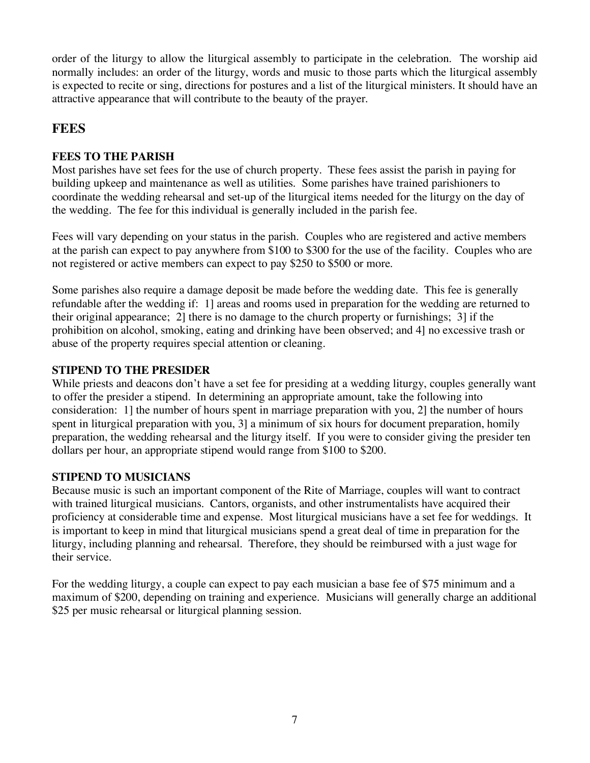order of the liturgy to allow the liturgical assembly to participate in the celebration. The worship aid normally includes: an order of the liturgy, words and music to those parts which the liturgical assembly is expected to recite or sing, directions for postures and a list of the liturgical ministers. It should have an attractive appearance that will contribute to the beauty of the prayer.

## FEES

### FEES TO THE PARISH

Most parishes have set fees for the use of church property. These fees assist the parish in paying for building upkeep and maintenance as well as utilities. Some parishes have trained parishioners to coordinate the wedding rehearsal and set-up of the liturgical items needed for the liturgy on the day of the wedding. The fee for this individual is generally included in the parish fee.

Fees will vary depending on your status in the parish. Couples who are registered and active members at the parish can expect to pay anywhere from $100 to $300 for the use of the facility. Couples who are not registered or active members can expect to pay $250 to $500 or more.

Some parishes also require a damage deposit be made before the wedding date. This fee is generally refundable after the wedding if: 1] areas and rooms used in preparation for the wedding are returned to their original appearance; 2] there is no damage to the church property or furnishings; 3] if the prohibition on alcohol, smoking, eating and drinking have been observed; and 4] no excessive trash or abuse of the property requires special attention or cleaning.

### STIPEND TO THE PRESIDER

While priests and deacons don't have a set fee for presiding at a wedding liturgy, couples generally want to offer the presider a stipend. In determining an appropriate amount, take the following into consideration: 1] the number of hours spent in marriage preparation with you, 2] the number of hours spent in liturgical preparation with you, 3] a minimum of six hours for document preparation, homily preparation, the wedding rehearsal and the liturgy itself. If you were to consider giving the presider ten dollars per hour, an appropriate stipend would range from $100 to $200.

### STIPEND TO MUSICIANS

Because music is such an important component of the Rite of Marriage, couples will want to contract with trained liturgical musicians. Cantors, organists, and other instrumentalists have acquired their proficiency at considerable time and expense. Most liturgical musicians have a set fee for weddings. It is important to keep in mind that liturgical musicians spend a great deal of time in preparation for the liturgy, including planning and rehearsal. Therefore, they should be reimbursed with a just wage for their service.

For the wedding liturgy, a couple can expect to pay each musician a base fee of $75 minimum and a maximum of $200, depending on training and experience. Musicians will generally charge an additional $25 per music rehearsal or liturgical planning session.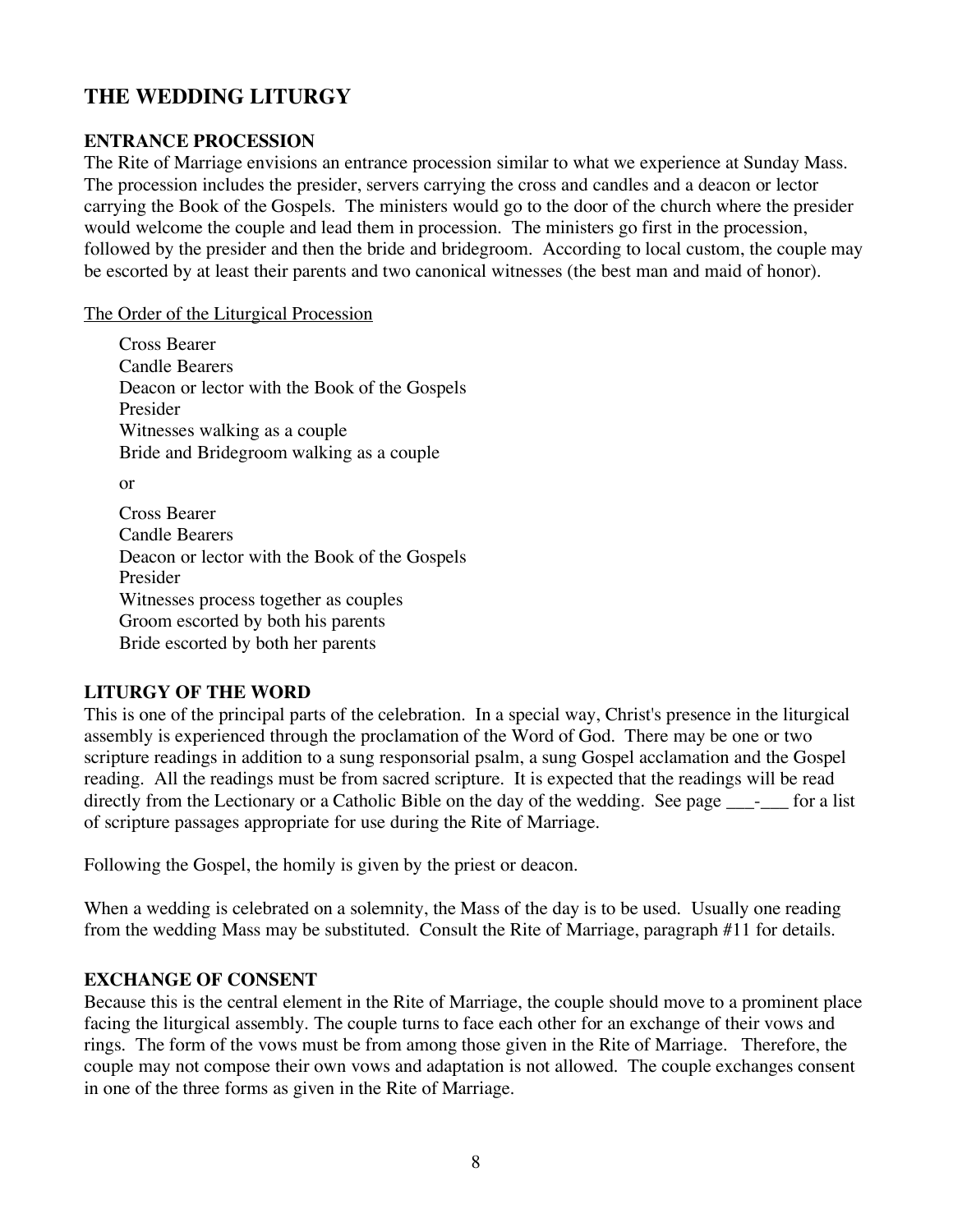## THE WEDDING LITURGY

### ENTRANCE PROCESSION

The Rite of Marriage envisions an entrance procession similar to what we experience at Sunday Mass. The procession includes the presider, servers carrying the cross and candles and a deacon or lector carrying the Book of the Gospels. The ministers would go to the door of the church where the presider would welcome the couple and lead them in procession. The ministers go first in the procession, followed by the presider and then the bride and bridegroom. According to local custom, the couple may be escorted by at least their parents and two canonical witnesses (the best man and maid of honor).

<u>The Order of the Liturgical Procession</u>

Cross Bearer
Candle Bearers
Deacon or lector with the Book of the Gospels
Presider
Witnesses walking as a couple
Bride and Bridegroom walking as a couple

or

Cross Bearer
Candle Bearers
Deacon or lector with the Book of the Gospels
Presider
Witnesses process together as couples
Groom escorted by both his parents
Bride escorted by both her parents

### LITURGY OF THE WORD

This is one of the principal parts of the celebration. In a special way, Christ's presence in the liturgical assembly is experienced through the proclamation of the Word of God. There may be one or two scripture readings in addition to a sung responsorial psalm, a sung Gospel acclamation and the Gospel reading. All the readings must be from sacred scripture. It is expected that the readings will be read directly from the Lectionary or a Catholic Bible on the day of the wedding. See page ___-___ for a list of scripture passages appropriate for use during the Rite of Marriage.

Following the Gospel, the homily is given by the priest or deacon.

When a wedding is celebrated on a solemnity, the Mass of the day is to be used. Usually one reading from the wedding Mass may be substituted. Consult the Rite of Marriage, paragraph #11 for details.

### EXCHANGE OF CONSENT

Because this is the central element in the Rite of Marriage, the couple should move to a prominent place facing the liturgical assembly. The couple turns to face each other for an exchange of their vows and rings. The form of the vows must be from among those given in the Rite of Marriage. Therefore, the couple may not compose their own vows and adaptation is not allowed. The couple exchanges consent in one of the three forms as given in the Rite of Marriage.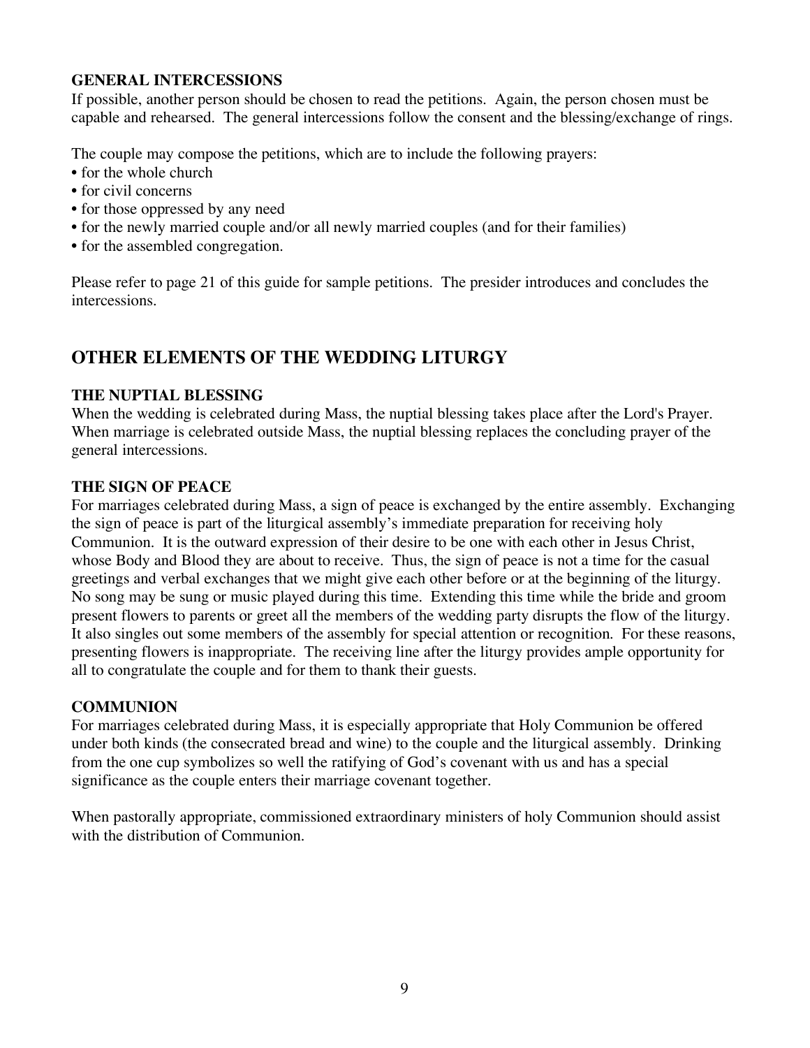### GENERAL INTERCESSIONS

If possible, another person should be chosen to read the petitions. Again, the person chosen must be capable and rehearsed. The general intercessions follow the consent and the blessing/exchange of rings.

The couple may compose the petitions, which are to include the following prayers:

- for the whole church
- for civil concerns
- for those oppressed by any need
- for the newly married couple and/or all newly married couples (and for their families)
- for the assembled congregation.

Please refer to page 21 of this guide for sample petitions. The presider introduces and concludes the intercessions.

## OTHER ELEMENTS OF THE WEDDING LITURGY

### THE NUPTIAL BLESSING

When the wedding is celebrated during Mass, the nuptial blessing takes place after the Lord's Prayer. When marriage is celebrated outside Mass, the nuptial blessing replaces the concluding prayer of the general intercessions.

### THE SIGN OF PEACE

For marriages celebrated during Mass, a sign of peace is exchanged by the entire assembly. Exchanging the sign of peace is part of the liturgical assembly's immediate preparation for receiving holy Communion. It is the outward expression of their desire to be one with each other in Jesus Christ, whose Body and Blood they are about to receive. Thus, the sign of peace is not a time for the casual greetings and verbal exchanges that we might give each other before or at the beginning of the liturgy. No song may be sung or music played during this time. Extending this time while the bride and groom present flowers to parents or greet all the members of the wedding party disrupts the flow of the liturgy. It also singles out some members of the assembly for special attention or recognition. For these reasons, presenting flowers is inappropriate. The receiving line after the liturgy provides ample opportunity for all to congratulate the couple and for them to thank their guests.

### COMMUNION

For marriages celebrated during Mass, it is especially appropriate that Holy Communion be offered under both kinds (the consecrated bread and wine) to the couple and the liturgical assembly. Drinking from the one cup symbolizes so well the ratifying of God's covenant with us and has a special significance as the couple enters their marriage covenant together.

When pastorally appropriate, commissioned extraordinary ministers of holy Communion should assist with the distribution of Communion.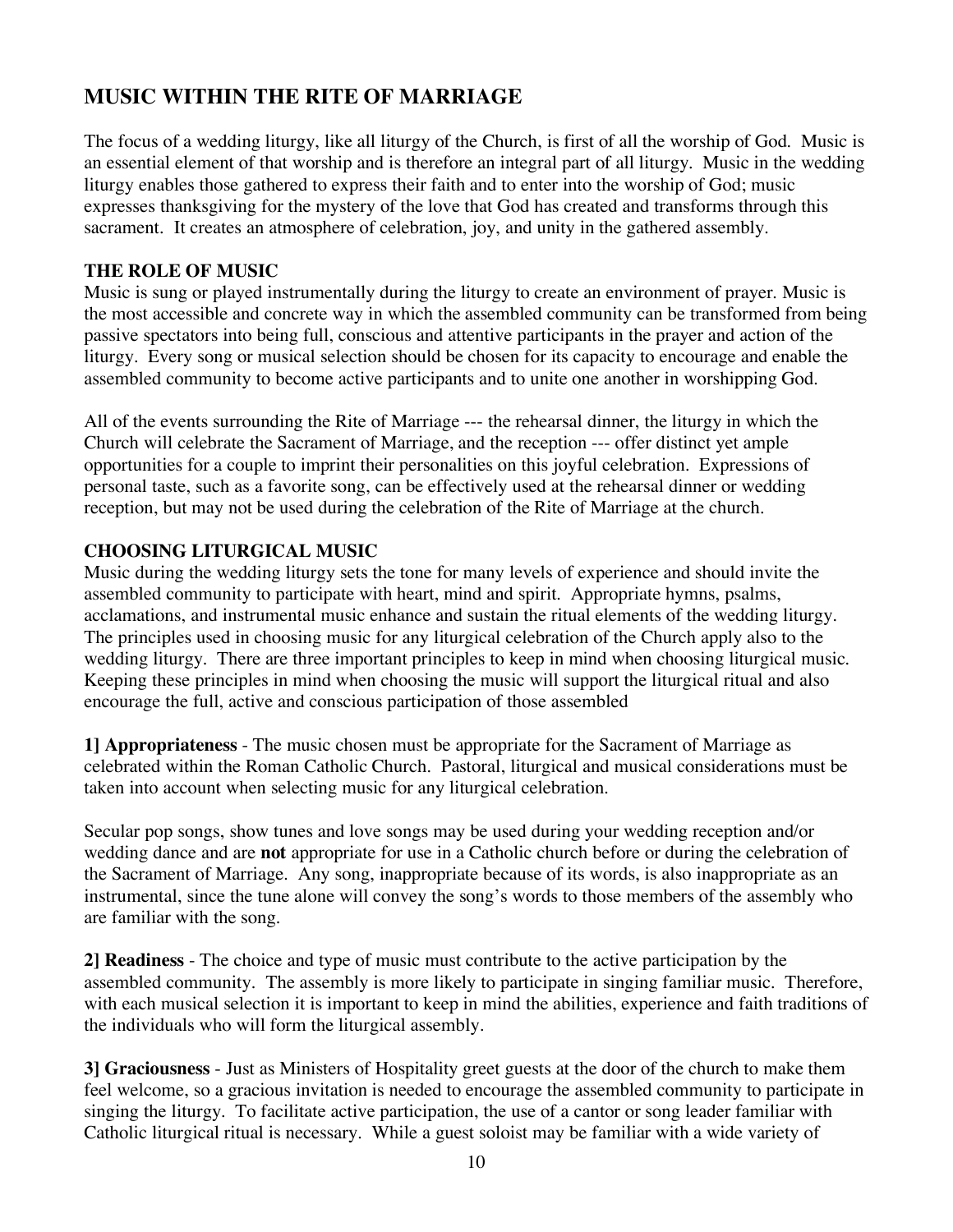## MUSIC WITHIN THE RITE OF MARRIAGE

The focus of a wedding liturgy, like all liturgy of the Church, is first of all the worship of God. Music is an essential element of that worship and is therefore an integral part of all liturgy. Music in the wedding liturgy enables those gathered to express their faith and to enter into the worship of God; music expresses thanksgiving for the mystery of the love that God has created and transforms through this sacrament. It creates an atmosphere of celebration, joy, and unity in the gathered assembly.

### THE ROLE OF MUSIC

Music is sung or played instrumentally during the liturgy to create an environment of prayer. Music is the most accessible and concrete way in which the assembled community can be transformed from being passive spectators into being full, conscious and attentive participants in the prayer and action of the liturgy. Every song or musical selection should be chosen for its capacity to encourage and enable the assembled community to become active participants and to unite one another in worshipping God.

All of the events surrounding the Rite of Marriage --- the rehearsal dinner, the liturgy in which the Church will celebrate the Sacrament of Marriage, and the reception --- offer distinct yet ample opportunities for a couple to imprint their personalities on this joyful celebration. Expressions of personal taste, such as a favorite song, can be effectively used at the rehearsal dinner or wedding reception, but may not be used during the celebration of the Rite of Marriage at the church.

### CHOOSING LITURGICAL MUSIC

Music during the wedding liturgy sets the tone for many levels of experience and should invite the assembled community to participate with heart, mind and spirit. Appropriate hymns, psalms, acclamations, and instrumental music enhance and sustain the ritual elements of the wedding liturgy. The principles used in choosing music for any liturgical celebration of the Church apply also to the wedding liturgy. There are three important principles to keep in mind when choosing liturgical music. Keeping these principles in mind when choosing the music will support the liturgical ritual and also encourage the full, active and conscious participation of those assembled

**1] Appropriateness** - The music chosen must be appropriate for the Sacrament of Marriage as celebrated within the Roman Catholic Church. Pastoral, liturgical and musical considerations must be taken into account when selecting music for any liturgical celebration.

Secular pop songs, show tunes and love songs may be used during your wedding reception and/or wedding dance and are **not** appropriate for use in a Catholic church before or during the celebration of the Sacrament of Marriage. Any song, inappropriate because of its words, is also inappropriate as an instrumental, since the tune alone will convey the song's words to those members of the assembly who are familiar with the song.

**2] Readiness** - The choice and type of music must contribute to the active participation by the assembled community. The assembly is more likely to participate in singing familiar music. Therefore, with each musical selection it is important to keep in mind the abilities, experience and faith traditions of the individuals who will form the liturgical assembly.

**3] Graciousness** - Just as Ministers of Hospitality greet guests at the door of the church to make them feel welcome, so a gracious invitation is needed to encourage the assembled community to participate in singing the liturgy. To facilitate active participation, the use of a cantor or song leader familiar with Catholic liturgical ritual is necessary. While a guest soloist may be familiar with a wide variety of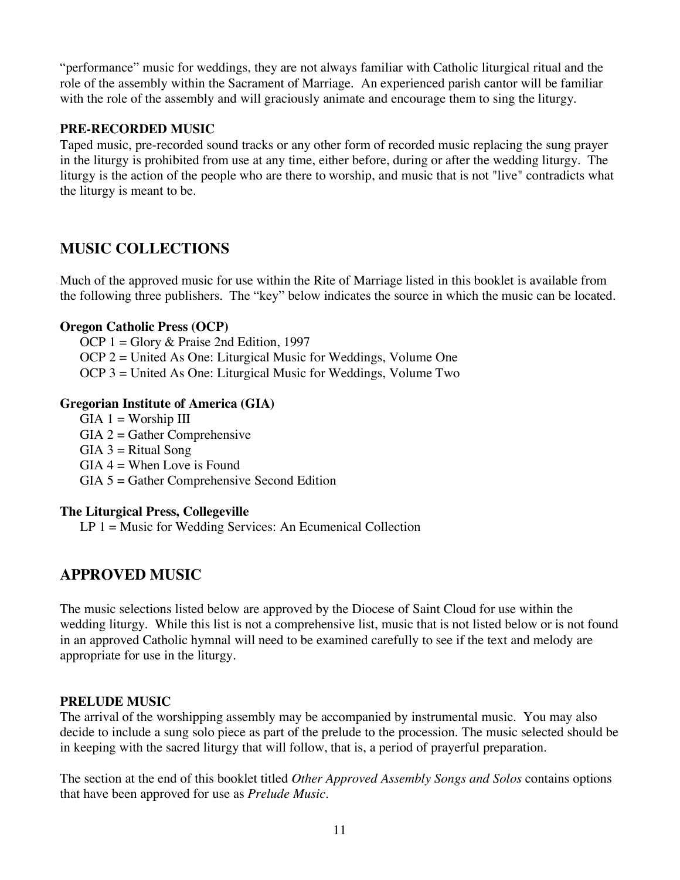"performance" music for weddings, they are not always familiar with Catholic liturgical ritual and the role of the assembly within the Sacrament of Marriage. An experienced parish cantor will be familiar with the role of the assembly and will graciously animate and encourage them to sing the liturgy.

**PRE-RECORDED MUSIC**

Taped music, pre-recorded sound tracks or any other form of recorded music replacing the sung prayer in the liturgy is prohibited from use at any time, either before, during or after the wedding liturgy. The liturgy is the action of the people who are there to worship, and music that is not "live" contradicts what the liturgy is meant to be.

## MUSIC COLLECTIONS

Much of the approved music for use within the Rite of Marriage listed in this booklet is available from the following three publishers. The "key" below indicates the source in which the music can be located.

**Oregon Catholic Press (OCP)**

- OCP 1 = Glory & Praise 2nd Edition, 1997
- OCP 2 = United As One: Liturgical Music for Weddings, Volume One
- OCP 3 = United As One: Liturgical Music for Weddings, Volume Two

**Gregorian Institute of America (GIA)**

- GIA 1 = Worship III
- GIA 2 = Gather Comprehensive
- GIA 3 = Ritual Song
- GIA 4 = When Love is Found
- GIA 5 = Gather Comprehensive Second Edition

**The Liturgical Press, Collegeville**

- LP 1 = Music for Wedding Services: An Ecumenical Collection

## APPROVED MUSIC

The music selections listed below are approved by the Diocese of Saint Cloud for use within the wedding liturgy. While this list is not a comprehensive list, music that is not listed below or is not found in an approved Catholic hymnal will need to be examined carefully to see if the text and melody are appropriate for use in the liturgy.

**PRELUDE MUSIC**

The arrival of the worshipping assembly may be accompanied by instrumental music. You may also decide to include a sung solo piece as part of the prelude to the procession. The music selected should be in keeping with the sacred liturgy that will follow, that is, a period of prayerful preparation.

The section at the end of this booklet titled *Other Approved Assembly Songs and Solos* contains options that have been approved for use as *Prelude Music*.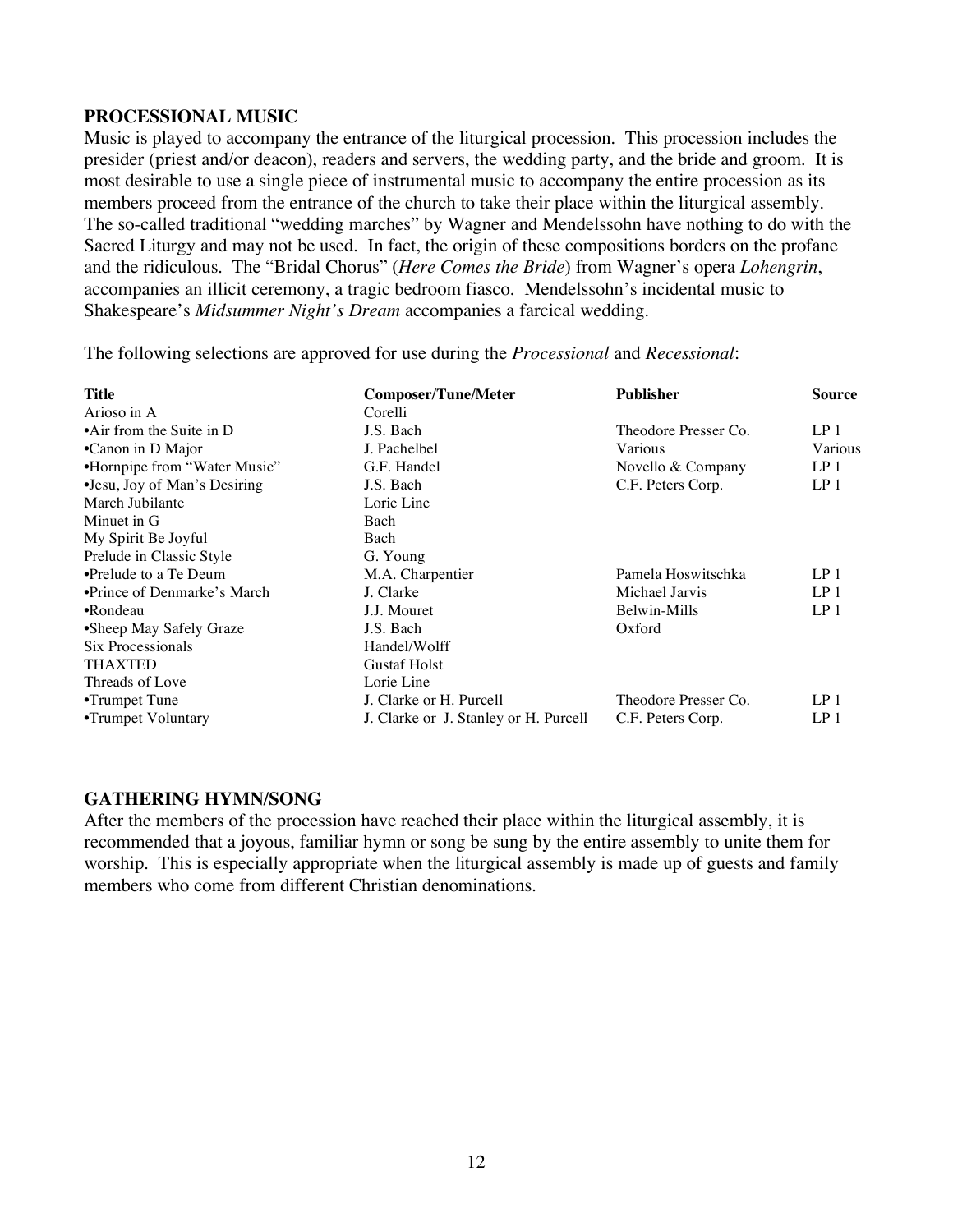## PROCESSIONAL MUSIC

Music is played to accompany the entrance of the liturgical procession. This procession includes the presider (priest and/or deacon), readers and servers, the wedding party, and the bride and groom. It is most desirable to use a single piece of instrumental music to accompany the entire procession as its members proceed from the entrance of the church to take their place within the liturgical assembly. The so-called traditional "wedding marches" by Wagner and Mendelssohn have nothing to do with the Sacred Liturgy and may not be used. In fact, the origin of these compositions borders on the profane and the ridiculous. The "Bridal Chorus" (*Here Comes the Bride*) from Wagner's opera *Lohengrin*, accompanies an illicit ceremony, a tragic bedroom fiasco. Mendelssohn's incidental music to Shakespeare's *Midsummer Night's Dream* accompanies a farcical wedding.

The following selections are approved for use during the *Processional* and *Recessional*:

| Title | Composer/Tune/Meter | Publisher | Source |
|---|---|---|---|
| Arioso in A | Corelli | | |
| •Air from the Suite in D | J.S. Bach | Theodore Presser Co. | LP 1 |
| •Canon in D Major | J. Pachelbel | Various | Various |
| •Hornpipe from "Water Music" | G.F. Handel | Novello & Company | LP 1 |
| •Jesu, Joy of Man's Desiring | J.S. Bach | C.F. Peters Corp. | LP 1 |
| March Jubilante | Lorie Line | | |
| Minuet in G | Bach | | |
| My Spirit Be Joyful | Bach | | |
| Prelude in Classic Style | G. Young | | |
| •Prelude to a Te Deum | M.A. Charpentier | Pamela Hoswitschka | LP 1 |
| •Prince of Denmarke's March | J. Clarke | Michael Jarvis | LP 1 |
| •Rondeau | J.J. Mouret | Belwin-Mills | LP 1 |
| •Sheep May Safely Graze | J.S. Bach | Oxford | |
| Six Processionals | Handel/Wolff | | |
| THAXTED | Gustaf Holst | | |
| Threads of Love | Lorie Line | | |
| •Trumpet Tune | J. Clarke or H. Purcell | Theodore Presser Co. | LP 1 |
| •Trumpet Voluntary | J. Clarke or J. Stanley or H. Purcell | C.F. Peters Corp. | LP 1 |

## GATHERING HYMN/SONG

After the members of the procession have reached their place within the liturgical assembly, it is recommended that a joyous, familiar hymn or song be sung by the entire assembly to unite them for worship. This is especially appropriate when the liturgical assembly is made up of guests and family members who come from different Christian denominations.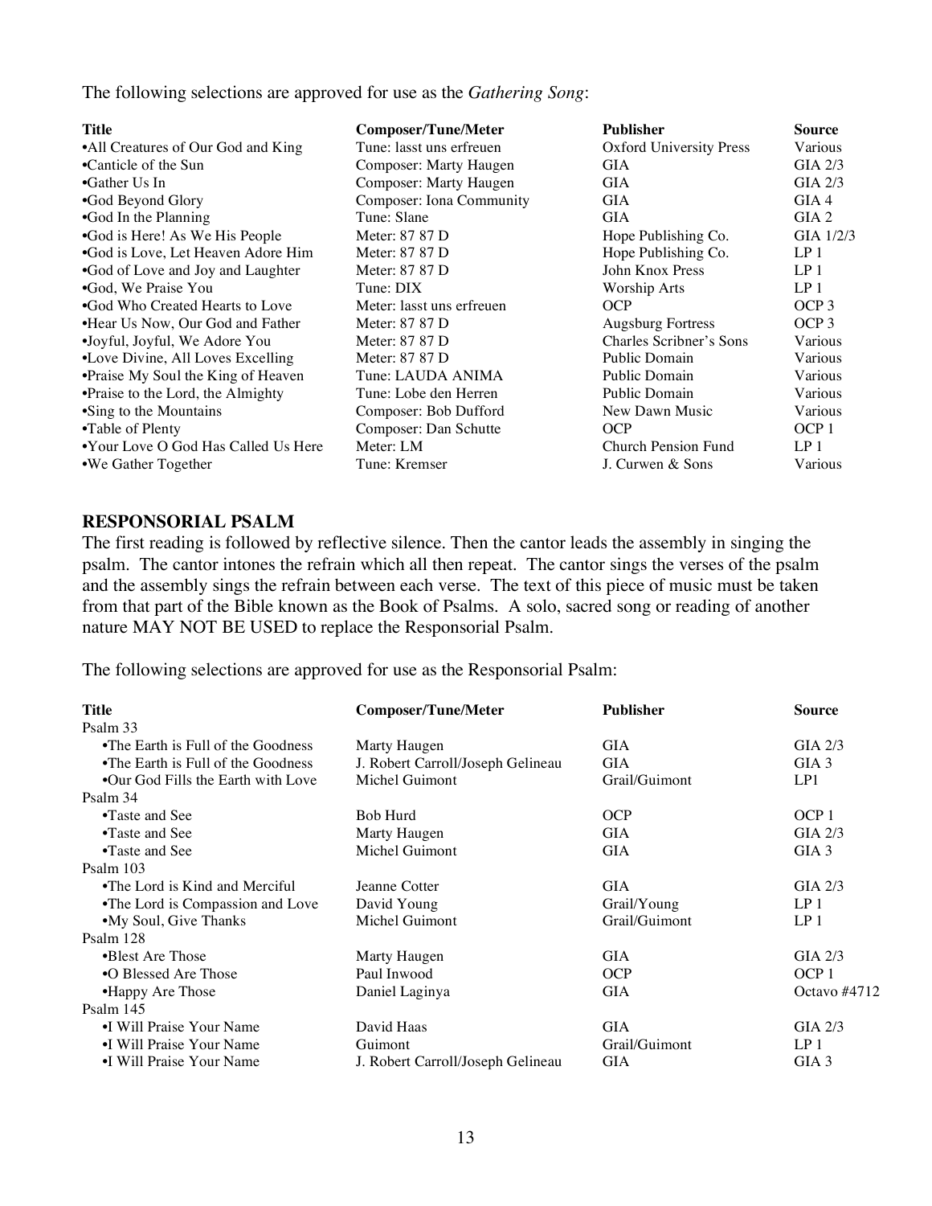The following selections are approved for use as the *Gathering Song*:

| Title | Composer/Tune/Meter | Publisher | Source |
|---|---|---|---|
| •All Creatures of Our God and King | Tune: lasst uns erfreuen | Oxford University Press | Various |
| •Canticle of the Sun | Composer: Marty Haugen | GIA | GIA 2/3 |
| •Gather Us In | Composer: Marty Haugen | GIA | GIA 2/3 |
| •God Beyond Glory | Composer: Iona Community | GIA | GIA 4 |
| •God In the Planning | Tune: Slane | GIA | GIA 2 |
| •God is Here! As We His People | Meter: 87 87 D | Hope Publishing Co. | GIA 1/2/3 |
| •God is Love, Let Heaven Adore Him | Meter: 87 87 D | Hope Publishing Co. | LP 1 |
| •God of Love and Joy and Laughter | Meter: 87 87 D | John Knox Press | LP 1 |
| •God, We Praise You | Tune: DIX | Worship Arts | LP 1 |
| •God Who Created Hearts to Love | Meter: lasst uns erfreuen | OCP | OCP 3 |
| •Hear Us Now, Our God and Father | Meter: 87 87 D | Augsburg Fortress | OCP 3 |
| •Joyful, Joyful, We Adore You | Meter: 87 87 D | Charles Scribner's Sons | Various |
| •Love Divine, All Loves Excelling | Meter: 87 87 D | Public Domain | Various |
| •Praise My Soul the King of Heaven | Tune: LAUDA ANIMA | Public Domain | Various |
| •Praise to the Lord, the Almighty | Tune: Lobe den Herren | Public Domain | Various |
| •Sing to the Mountains | Composer: Bob Dufford | New Dawn Music | Various |
| •Table of Plenty | Composer: Dan Schutte | OCP | OCP 1 |
| •Your Love O God Has Called Us Here | Meter: LM | Church Pension Fund | LP 1 |
| •We Gather Together | Tune: Kremser | J. Curwen & Sons | Various |

## RESPONSORIAL PSALM

The first reading is followed by reflective silence. Then the cantor leads the assembly in singing the psalm. The cantor intones the refrain which all then repeat. The cantor sings the verses of the psalm and the assembly sings the refrain between each verse. The text of this piece of music must be taken from that part of the Bible known as the Book of Psalms. A solo, sacred song or reading of another nature MAY NOT BE USED to replace the Responsorial Psalm.

The following selections are approved for use as the Responsorial Psalm:

| Title | Composer/Tune/Meter | Publisher | Source |
|---|---|---|---|
| Psalm 33 | | | |
| •The Earth is Full of the Goodness | Marty Haugen | GIA | GIA 2/3 |
| •The Earth is Full of the Goodness | J. Robert Carroll/Joseph Gelineau | GIA | GIA 3 |
| •Our God Fills the Earth with Love | Michel Guimont | Grail/Guimont | LP1 |
| Psalm 34 | | | |
| •Taste and See | Bob Hurd | OCP | OCP 1 |
| •Taste and See | Marty Haugen | GIA | GIA 2/3 |
| •Taste and See | Michel Guimont | GIA | GIA 3 |
| Psalm 103 | | | |
| •The Lord is Kind and Merciful | Jeanne Cotter | GIA | GIA 2/3 |
| •The Lord is Compassion and Love | David Young | Grail/Young | LP 1 |
| •My Soul, Give Thanks | Michel Guimont | Grail/Guimont | LP 1 |
| Psalm 128 | | | |
| •Blest Are Those | Marty Haugen | GIA | GIA 2/3 |
| •O Blessed Are Those | Paul Inwood | OCP | OCP 1 |
| •Happy Are Those | Daniel Laginya | GIA | Octavo #4712 |
| Psalm 145 | | | |
| •I Will Praise Your Name | David Haas | GIA | GIA 2/3 |
| •I Will Praise Your Name | Guimont | Grail/Guimont | LP 1 |
| •I Will Praise Your Name | J. Robert Carroll/Joseph Gelineau | GIA | GIA 3 |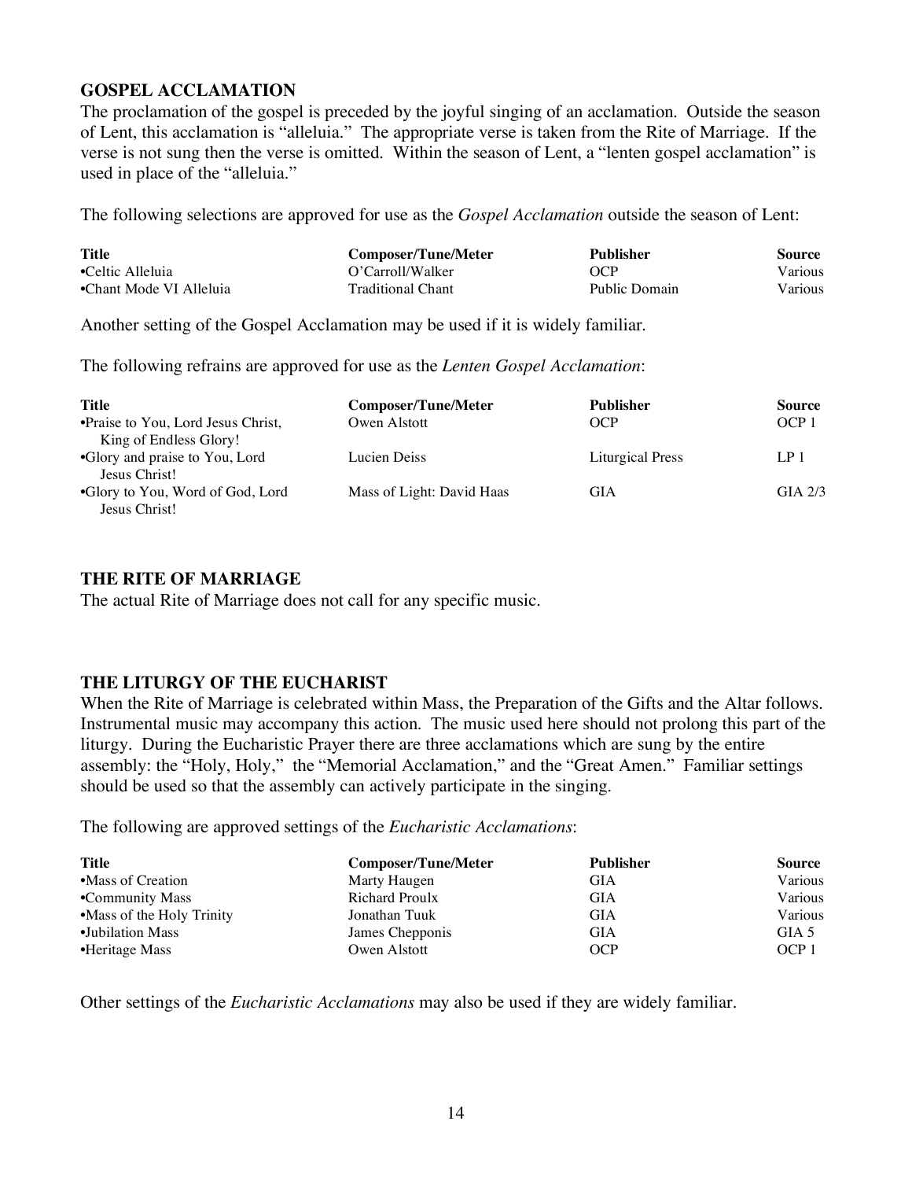## GOSPEL ACCLAMATION

The proclamation of the gospel is preceded by the joyful singing of an acclamation. Outside the season of Lent, this acclamation is "alleluia." The appropriate verse is taken from the Rite of Marriage. If the verse is not sung then the verse is omitted. Within the season of Lent, a "lenten gospel acclamation" is used in place of the "alleluia."

The following selections are approved for use as the *Gospel Acclamation* outside the season of Lent:

| Title | Composer/Tune/Meter | Publisher | Source |
|---|---|---|---|
| •Celtic Alleluia | O'Carroll/Walker | OCP | Various |
| •Chant Mode VI Alleluia | Traditional Chant | Public Domain | Various |

Another setting of the Gospel Acclamation may be used if it is widely familiar.

The following refrains are approved for use as the *Lenten Gospel Acclamation*:

| Title | Composer/Tune/Meter | Publisher | Source |
|---|---|---|---|
| •Praise to You, Lord Jesus Christ, King of Endless Glory! | Owen Alstott | OCP | OCP 1 |
| •Glory and praise to You, Lord Jesus Christ! | Lucien Deiss | Liturgical Press | LP 1 |
| •Glory to You, Word of God, Lord Jesus Christ! | Mass of Light: David Haas | GIA | GIA 2/3 |

## THE RITE OF MARRIAGE

The actual Rite of Marriage does not call for any specific music.

## THE LITURGY OF THE EUCHARIST

When the Rite of Marriage is celebrated within Mass, the Preparation of the Gifts and the Altar follows. Instrumental music may accompany this action. The music used here should not prolong this part of the liturgy. During the Eucharistic Prayer there are three acclamations which are sung by the entire assembly: the "Holy, Holy," the "Memorial Acclamation," and the "Great Amen." Familiar settings should be used so that the assembly can actively participate in the singing.

The following are approved settings of the *Eucharistic Acclamations*:

| Title | Composer/Tune/Meter | Publisher | Source |
|---|---|---|---|
| •Mass of Creation | Marty Haugen | GIA | Various |
| •Community Mass | Richard Proulx | GIA | Various |
| •Mass of the Holy Trinity | Jonathan Tuuk | GIA | Various |
| •Jubilation Mass | James Chepponis | GIA | GIA 5 |
| •Heritage Mass | Owen Alstott | OCP | OCP 1 |

Other settings of the *Eucharistic Acclamations* may also be used if they are widely familiar.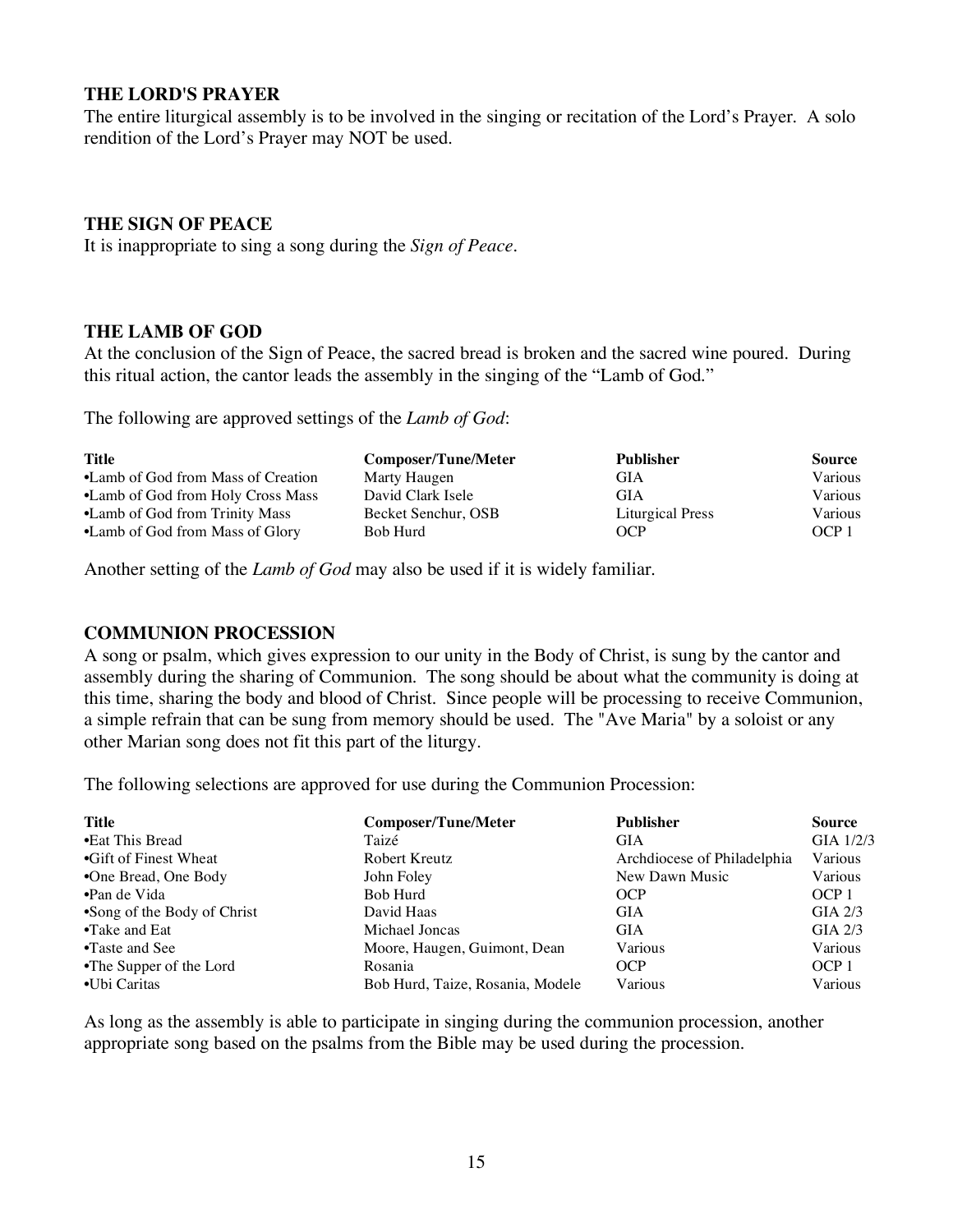### THE LORD'S PRAYER

The entire liturgical assembly is to be involved in the singing or recitation of the Lord's Prayer. A solo rendition of the Lord's Prayer may NOT be used.

### THE SIGN OF PEACE

It is inappropriate to sing a song during the *Sign of Peace*.

### THE LAMB OF GOD

At the conclusion of the Sign of Peace, the sacred bread is broken and the sacred wine poured. During this ritual action, the cantor leads the assembly in the singing of the "Lamb of God."

The following are approved settings of the *Lamb of God*:

| Title | Composer/Tune/Meter | Publisher | Source |
|---|---|---|---|
| •Lamb of God from Mass of Creation | Marty Haugen | GIA | Various |
| •Lamb of God from Holy Cross Mass | David Clark Isele | GIA | Various |
| •Lamb of God from Trinity Mass | Becket Senchur, OSB | Liturgical Press | Various |
| •Lamb of God from Mass of Glory | Bob Hurd | OCP | OCP 1 |

Another setting of the *Lamb of God* may also be used if it is widely familiar.

### COMMUNION PROCESSION

A song or psalm, which gives expression to our unity in the Body of Christ, is sung by the cantor and assembly during the sharing of Communion. The song should be about what the community is doing at this time, sharing the body and blood of Christ. Since people will be processing to receive Communion, a simple refrain that can be sung from memory should be used. The "Ave Maria" by a soloist or any other Marian song does not fit this part of the liturgy.

The following selections are approved for use during the Communion Procession:

| Title | Composer/Tune/Meter | Publisher | Source |
|---|---|---|---|
| •Eat This Bread | Taizé | GIA | GIA 1/2/3 |
| •Gift of Finest Wheat | Robert Kreutz | Archdiocese of Philadelphia | Various |
| •One Bread, One Body | John Foley | New Dawn Music | Various |
| •Pan de Vida | Bob Hurd | OCP | OCP 1 |
| •Song of the Body of Christ | David Haas | GIA | GIA 2/3 |
| •Take and Eat | Michael Joncas | GIA | GIA 2/3 |
| •Taste and See | Moore, Haugen, Guimont, Dean | Various | Various |
| •The Supper of the Lord | Rosania | OCP | OCP 1 |
| •Ubi Caritas | Bob Hurd, Taize, Rosania, Modele | Various | Various |

As long as the assembly is able to participate in singing during the communion procession, another appropriate song based on the psalms from the Bible may be used during the procession.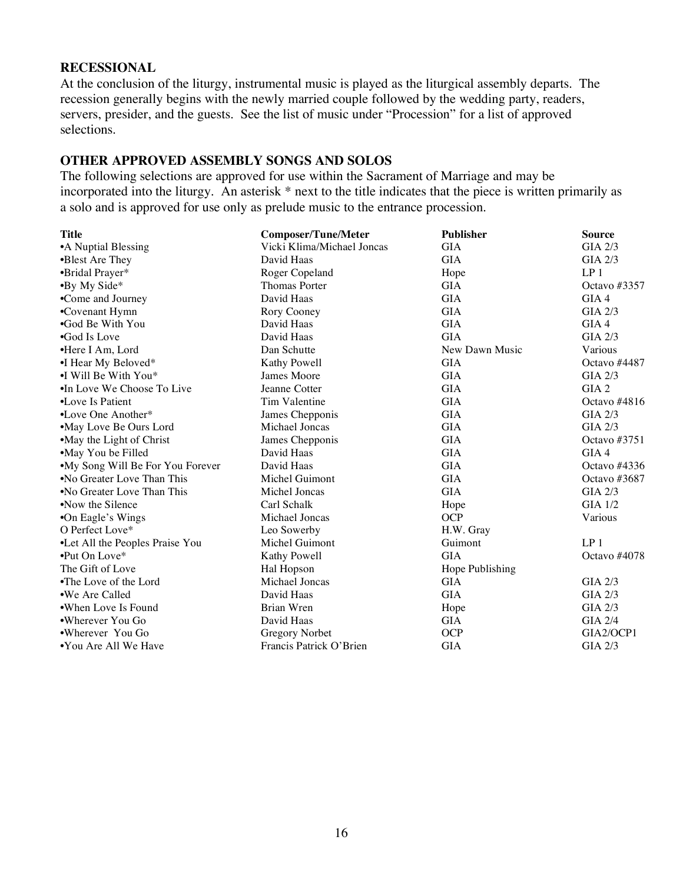**RECESSIONAL**

At the conclusion of the liturgy, instrumental music is played as the liturgical assembly departs. The recession generally begins with the newly married couple followed by the wedding party, readers, servers, presider, and the guests. See the list of music under "Procession" for a list of approved selections.

**OTHER APPROVED ASSEMBLY SONGS AND SOLOS**

The following selections are approved for use within the Sacrament of Marriage and may be incorporated into the liturgy. An asterisk * next to the title indicates that the piece is written primarily as a solo and is approved for use only as prelude music to the entrance procession.

| Title | Composer/Tune/Meter | Publisher | Source |
|---|---|---|---|
| •A Nuptial Blessing | Vicki Klima/Michael Joncas | GIA | GIA 2/3 |
| •Blest Are They | David Haas | GIA | GIA 2/3 |
| •Bridal Prayer* | Roger Copeland | Hope | LP 1 |
| •By My Side* | Thomas Porter | GIA | Octavo #3357 |
| •Come and Journey | David Haas | GIA | GIA 4 |
| •Covenant Hymn | Rory Cooney | GIA | GIA 2/3 |
| •God Be With You | David Haas | GIA | GIA 4 |
| •God Is Love | David Haas | GIA | GIA 2/3 |
| •Here I Am, Lord | Dan Schutte | New Dawn Music | Various |
| •I Hear My Beloved* | Kathy Powell | GIA | Octavo #4487 |
| •I Will Be With You* | James Moore | GIA | GIA 2/3 |
| •In Love We Choose To Live | Jeanne Cotter | GIA | GIA 2 |
| •Love Is Patient | Tim Valentine | GIA | Octavo #4816 |
| •Love One Another* | James Chepponis | GIA | GIA 2/3 |
| •May Love Be Ours Lord | Michael Joncas | GIA | GIA 2/3 |
| •May the Light of Christ | James Chepponis | GIA | Octavo #3751 |
| •May You be Filled | David Haas | GIA | GIA 4 |
| •My Song Will Be For You Forever | David Haas | GIA | Octavo #4336 |
| •No Greater Love Than This | Michel Guimont | GIA | Octavo #3687 |
| •No Greater Love Than This | Michel Joncas | GIA | GIA 2/3 |
| •Now the Silence | Carl Schalk | Hope | GIA 1/2 |
| •On Eagle's Wings | Michael Joncas | OCP | Various |
| O Perfect Love* | Leo Sowerby | H.W. Gray | |
| •Let All the Peoples Praise You | Michel Guimont | Guimont | LP 1 |
| •Put On Love* | Kathy Powell | GIA | Octavo #4078 |
| The Gift of Love | Hal Hopson | Hope Publishing | |
| •The Love of the Lord | Michael Joncas | GIA | GIA 2/3 |
| •We Are Called | David Haas | GIA | GIA 2/3 |
| •When Love Is Found | Brian Wren | Hope | GIA 2/3 |
| •Wherever You Go | David Haas | GIA | GIA 2/4 |
| •Wherever You Go | Gregory Norbet | OCP | GIA2/OCP1 |
| •You Are All We Have | Francis Patrick O'Brien | GIA | GIA 2/3 |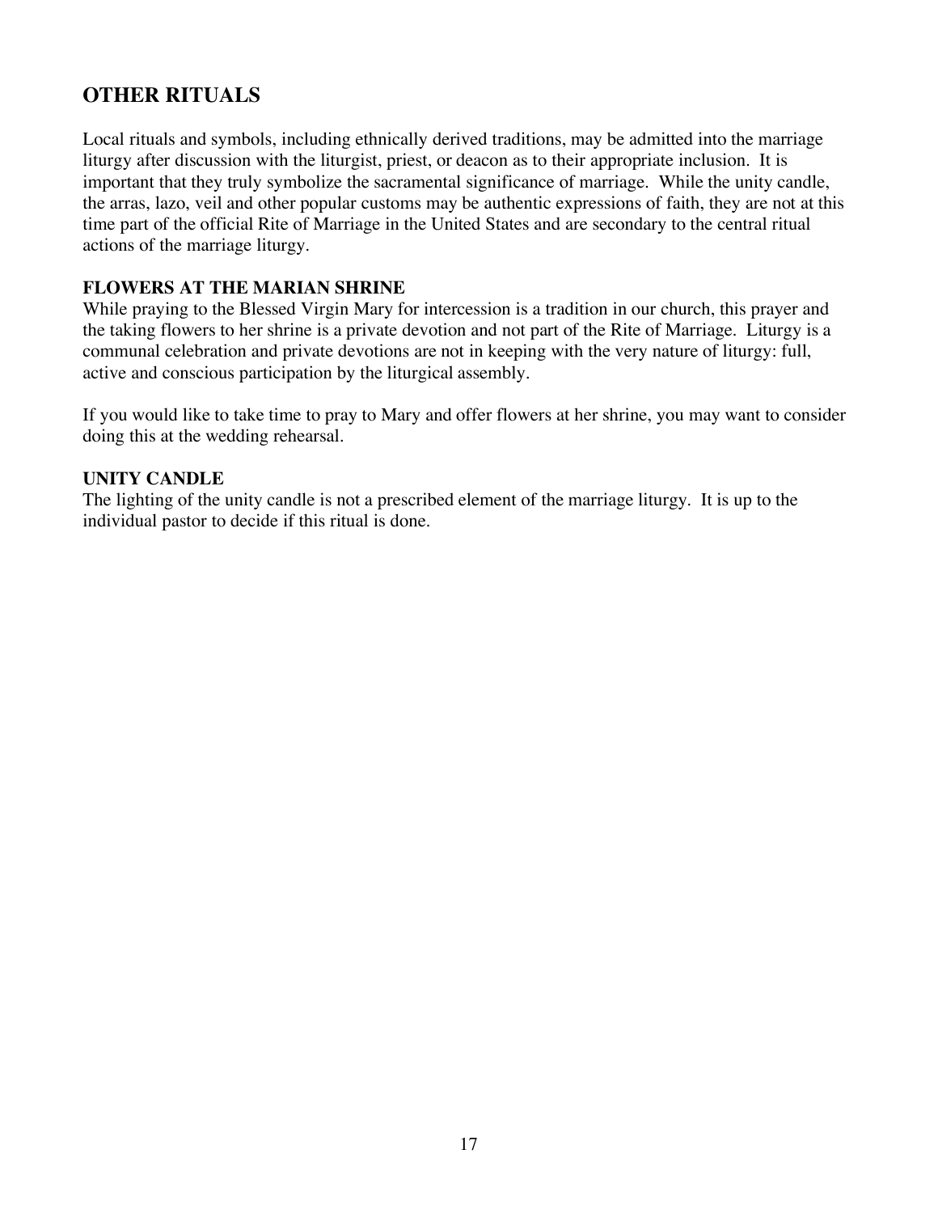## OTHER RITUALS

Local rituals and symbols, including ethnically derived traditions, may be admitted into the marriage liturgy after discussion with the liturgist, priest, or deacon as to their appropriate inclusion. It is important that they truly symbolize the sacramental significance of marriage. While the unity candle, the arras, lazo, veil and other popular customs may be authentic expressions of faith, they are not at this time part of the official Rite of Marriage in the United States and are secondary to the central ritual actions of the marriage liturgy.

### FLOWERS AT THE MARIAN SHRINE

While praying to the Blessed Virgin Mary for intercession is a tradition in our church, this prayer and the taking flowers to her shrine is a private devotion and not part of the Rite of Marriage. Liturgy is a communal celebration and private devotions are not in keeping with the very nature of liturgy: full, active and conscious participation by the liturgical assembly.

If you would like to take time to pray to Mary and offer flowers at her shrine, you may want to consider doing this at the wedding rehearsal.

### UNITY CANDLE

The lighting of the unity candle is not a prescribed element of the marriage liturgy. It is up to the individual pastor to decide if this ritual is done.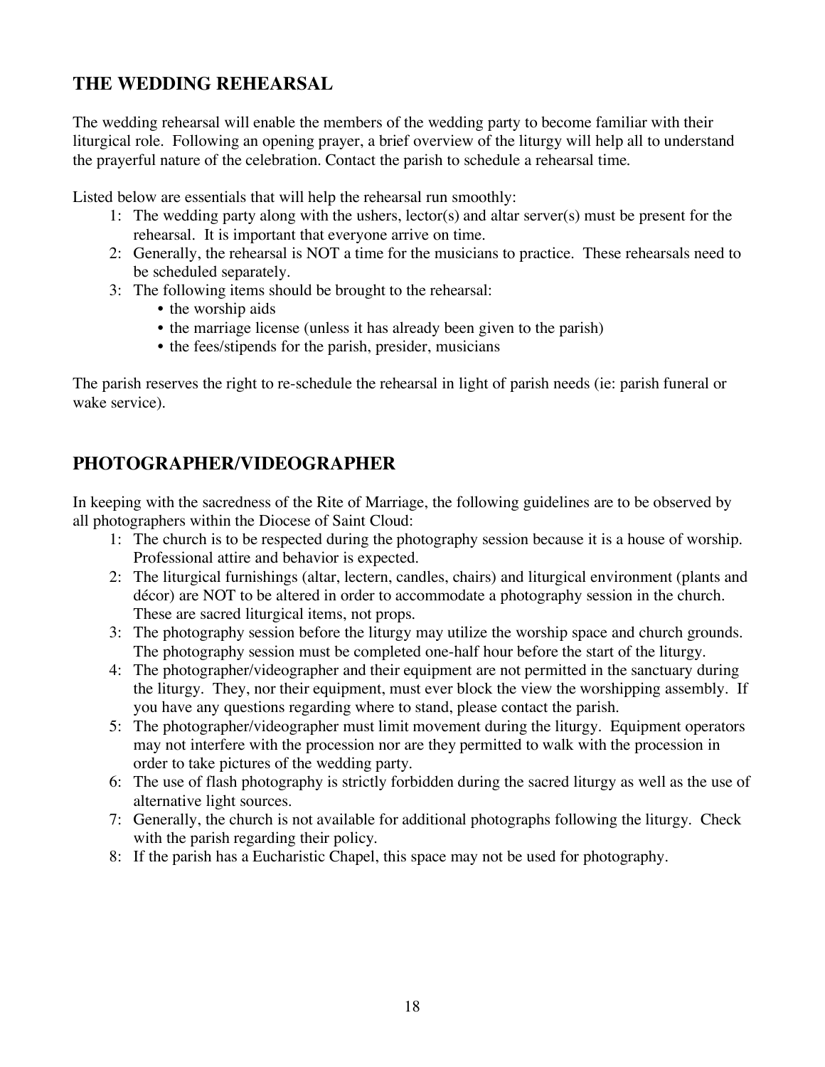## THE WEDDING REHEARSAL

The wedding rehearsal will enable the members of the wedding party to become familiar with their liturgical role. Following an opening prayer, a brief overview of the liturgy will help all to understand the prayerful nature of the celebration. Contact the parish to schedule a rehearsal time.

Listed below are essentials that will help the rehearsal run smoothly:

1: The wedding party along with the ushers, lector(s) and altar server(s) must be present for the rehearsal. It is important that everyone arrive on time.

2: Generally, the rehearsal is NOT a time for the musicians to practice. These rehearsals need to be scheduled separately.

3: The following items should be brought to the rehearsal:
   - the worship aids
   - the marriage license (unless it has already been given to the parish)
   - the fees/stipends for the parish, presider, musicians

The parish reserves the right to re-schedule the rehearsal in light of parish needs (ie: parish funeral or wake service).

## PHOTOGRAPHER/VIDEOGRAPHER

In keeping with the sacredness of the Rite of Marriage, the following guidelines are to be observed by all photographers within the Diocese of Saint Cloud:

1: The church is to be respected during the photography session because it is a house of worship. Professional attire and behavior is expected.

2: The liturgical furnishings (altar, lectern, candles, chairs) and liturgical environment (plants and décor) are NOT to be altered in order to accommodate a photography session in the church. These are sacred liturgical items, not props.

3: The photography session before the liturgy may utilize the worship space and church grounds. The photography session must be completed one-half hour before the start of the liturgy.

4: The photographer/videographer and their equipment are not permitted in the sanctuary during the liturgy. They, nor their equipment, must ever block the view the worshipping assembly. If you have any questions regarding where to stand, please contact the parish.

5: The photographer/videographer must limit movement during the liturgy. Equipment operators may not interfere with the procession nor are they permitted to walk with the procession in order to take pictures of the wedding party.

6: The use of flash photography is strictly forbidden during the sacred liturgy as well as the use of alternative light sources.

7: Generally, the church is not available for additional photographs following the liturgy. Check with the parish regarding their policy.

8: If the parish has a Eucharistic Chapel, this space may not be used for photography.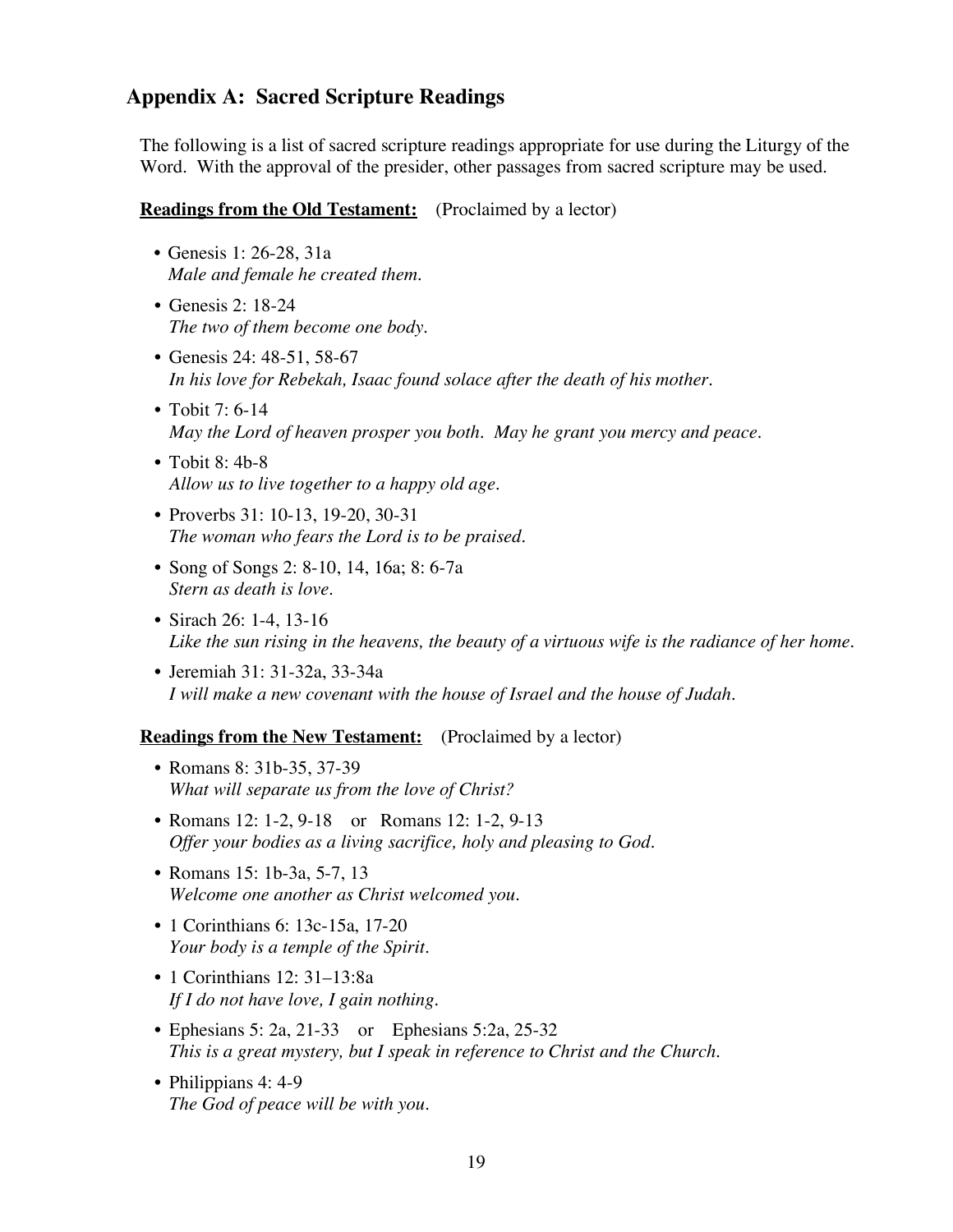## Appendix A: Sacred Scripture Readings

The following is a list of sacred scripture readings appropriate for use during the Liturgy of the Word. With the approval of the presider, other passages from sacred scripture may be used.

**Readings from the Old Testament:** (Proclaimed by a lector)

- Genesis 1: 26-28, 31a
  *Male and female he created them.*
- Genesis 2: 18-24
  *The two of them become one body.*
- Genesis 24: 48-51, 58-67
  *In his love for Rebekah, Isaac found solace after the death of his mother.*
- Tobit 7: 6-14
  *May the Lord of heaven prosper you both. May he grant you mercy and peace.*
- Tobit 8: 4b-8
  *Allow us to live together to a happy old age.*
- Proverbs 31: 10-13, 19-20, 30-31
  *The woman who fears the Lord is to be praised.*
- Song of Songs 2: 8-10, 14, 16a; 8: 6-7a
  *Stern as death is love.*
- Sirach 26: 1-4, 13-16
  *Like the sun rising in the heavens, the beauty of a virtuous wife is the radiance of her home.*
- Jeremiah 31: 31-32a, 33-34a
  *I will make a new covenant with the house of Israel and the house of Judah.*

**Readings from the New Testament:** (Proclaimed by a lector)

- Romans 8: 31b-35, 37-39
  *What will separate us from the love of Christ?*
- Romans 12: 1-2, 9-18 or Romans 12: 1-2, 9-13
  *Offer your bodies as a living sacrifice, holy and pleasing to God.*
- Romans 15: 1b-3a, 5-7, 13
  *Welcome one another as Christ welcomed you.*
- 1 Corinthians 6: 13c-15a, 17-20
  *Your body is a temple of the Spirit.*
- 1 Corinthians 12: 31–13:8a
  *If I do not have love, I gain nothing.*
- Ephesians 5: 2a, 21-33 or Ephesians 5:2a, 25-32
  *This is a great mystery, but I speak in reference to Christ and the Church.*
- Philippians 4: 4-9
  *The God of peace will be with you.*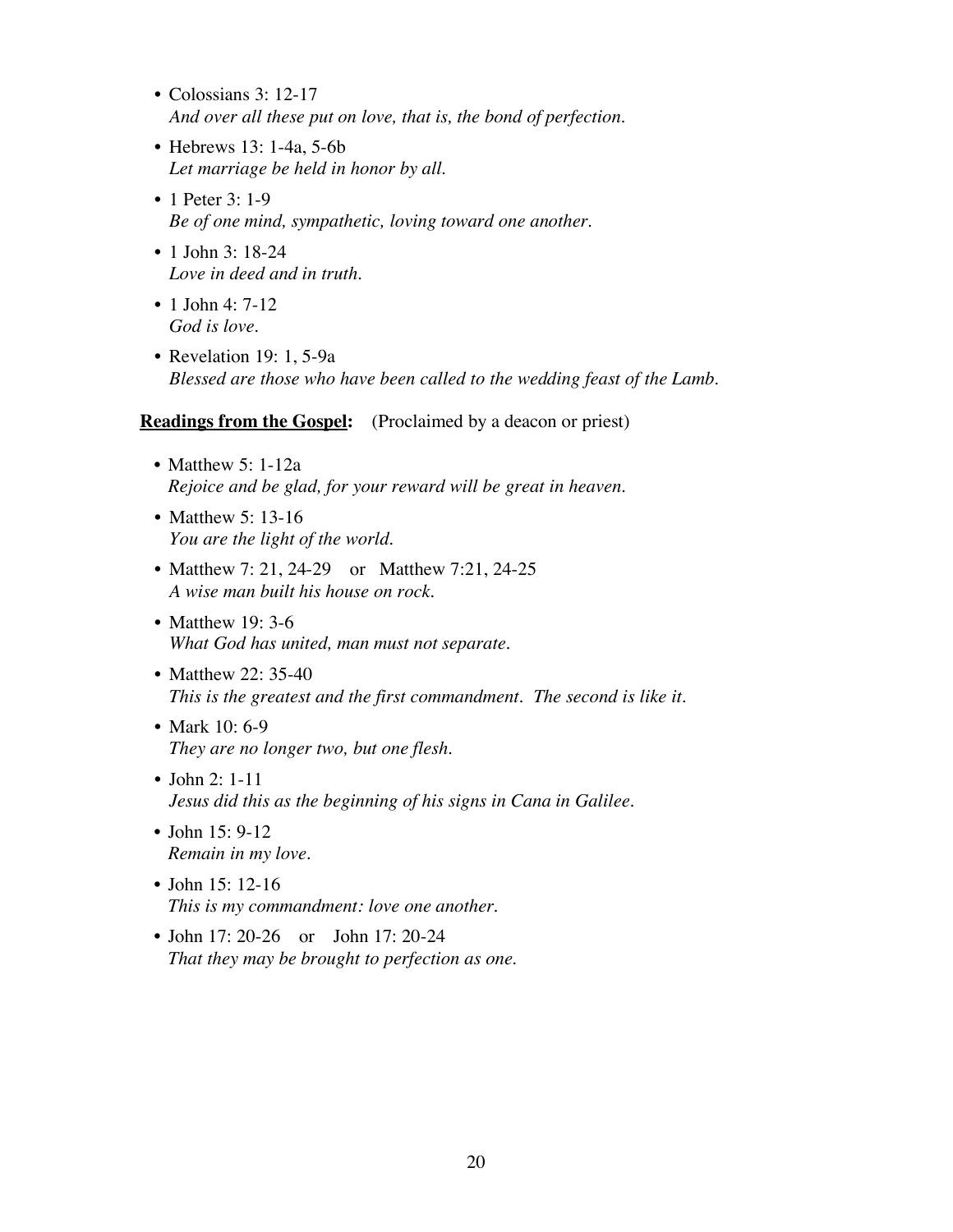- Colossians 3: 12-17
  *And over all these put on love, that is, the bond of perfection.*
- Hebrews 13: 1-4a, 5-6b
  *Let marriage be held in honor by all.*
- 1 Peter 3: 1-9
  *Be of one mind, sympathetic, loving toward one another.*
- 1 John 3: 18-24
  *Love in deed and in truth.*
- 1 John 4: 7-12
  *God is love.*
- Revelation 19: 1, 5-9a
  *Blessed are those who have been called to the wedding feast of the Lamb.*

**<u>Readings from the Gospel</u>:** (Proclaimed by a deacon or priest)

- Matthew 5: 1-12a
  *Rejoice and be glad, for your reward will be great in heaven.*
- Matthew 5: 13-16
  *You are the light of the world.*
- Matthew 7: 21, 24-29 or Matthew 7:21, 24-25
  *A wise man built his house on rock.*
- Matthew 19: 3-6
  *What God has united, man must not separate.*
- Matthew 22: 35-40
  *This is the greatest and the first commandment. The second is like it.*
- Mark 10: 6-9
  *They are no longer two, but one flesh.*
- John 2: 1-11
  *Jesus did this as the beginning of his signs in Cana in Galilee.*
- John 15: 9-12
  *Remain in my love.*
- John 15: 12-16
  *This is my commandment: love one another.*
- John 17: 20-26 or John 17: 20-24
  *That they may be brought to perfection as one.*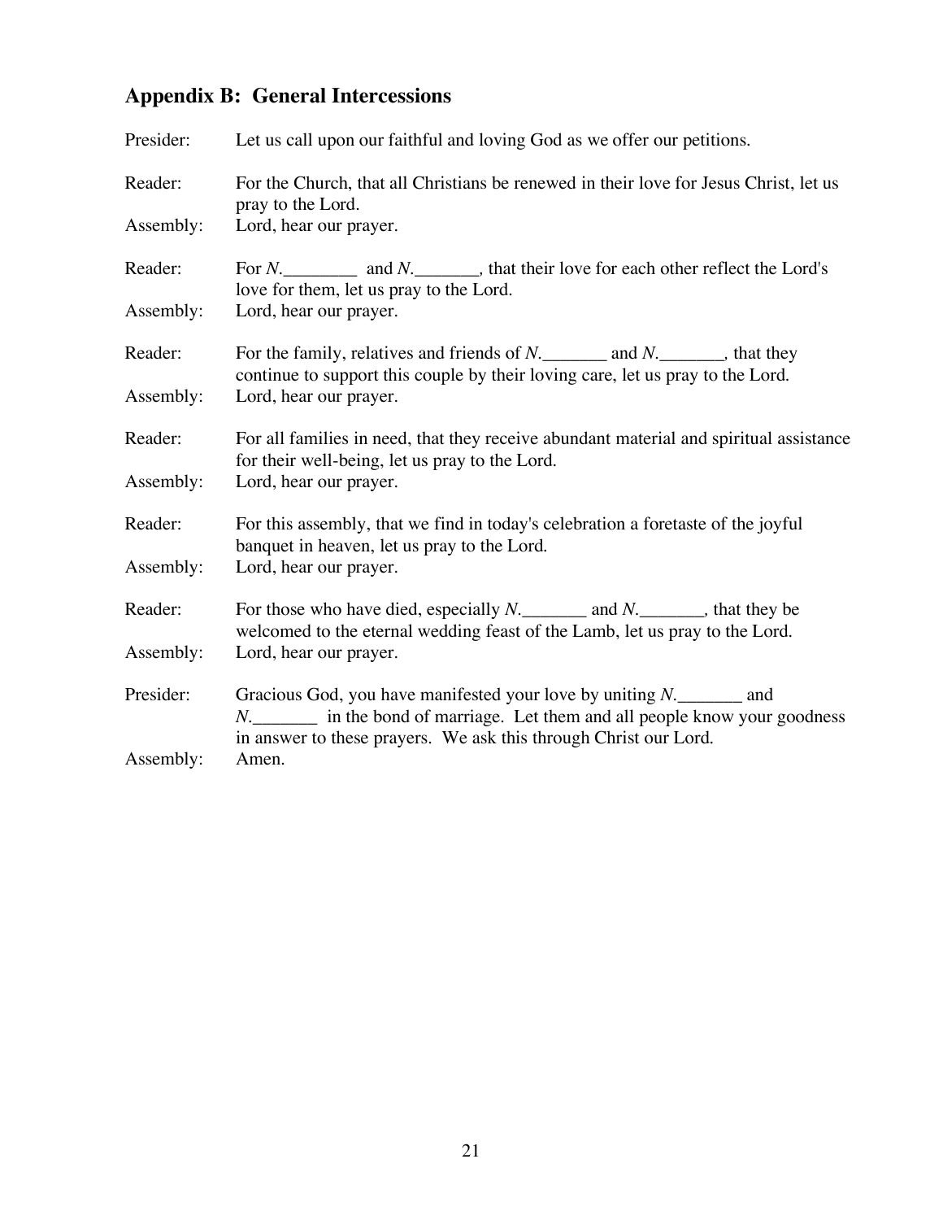## Appendix B: General Intercessions

Presider: Let us call upon our faithful and loving God as we offer our petitions.

Reader: For the Church, that all Christians be renewed in their love for Jesus Christ, let us pray to the Lord.
Assembly: Lord, hear our prayer.

Reader: For *N.*________ and *N.*_______, that their love for each other reflect the Lord's love for them, let us pray to the Lord.
Assembly: Lord, hear our prayer.

Reader: For the family, relatives and friends of *N.*_______ and *N.*_______, that they continue to support this couple by their loving care, let us pray to the Lord.
Assembly: Lord, hear our prayer.

Reader: For all families in need, that they receive abundant material and spiritual assistance for their well-being, let us pray to the Lord.
Assembly: Lord, hear our prayer.

Reader: For this assembly, that we find in today's celebration a foretaste of the joyful banquet in heaven, let us pray to the Lord.
Assembly: Lord, hear our prayer.

Reader: For those who have died, especially *N.*_______ and *N.*_______, that they be welcomed to the eternal wedding feast of the Lamb, let us pray to the Lord.
Assembly: Lord, hear our prayer.

Presider: Gracious God, you have manifested your love by uniting *N.*_______ and *N.*_______ in the bond of marriage. Let them and all people know your goodness in answer to these prayers. We ask this through Christ our Lord.
Assembly: Amen.